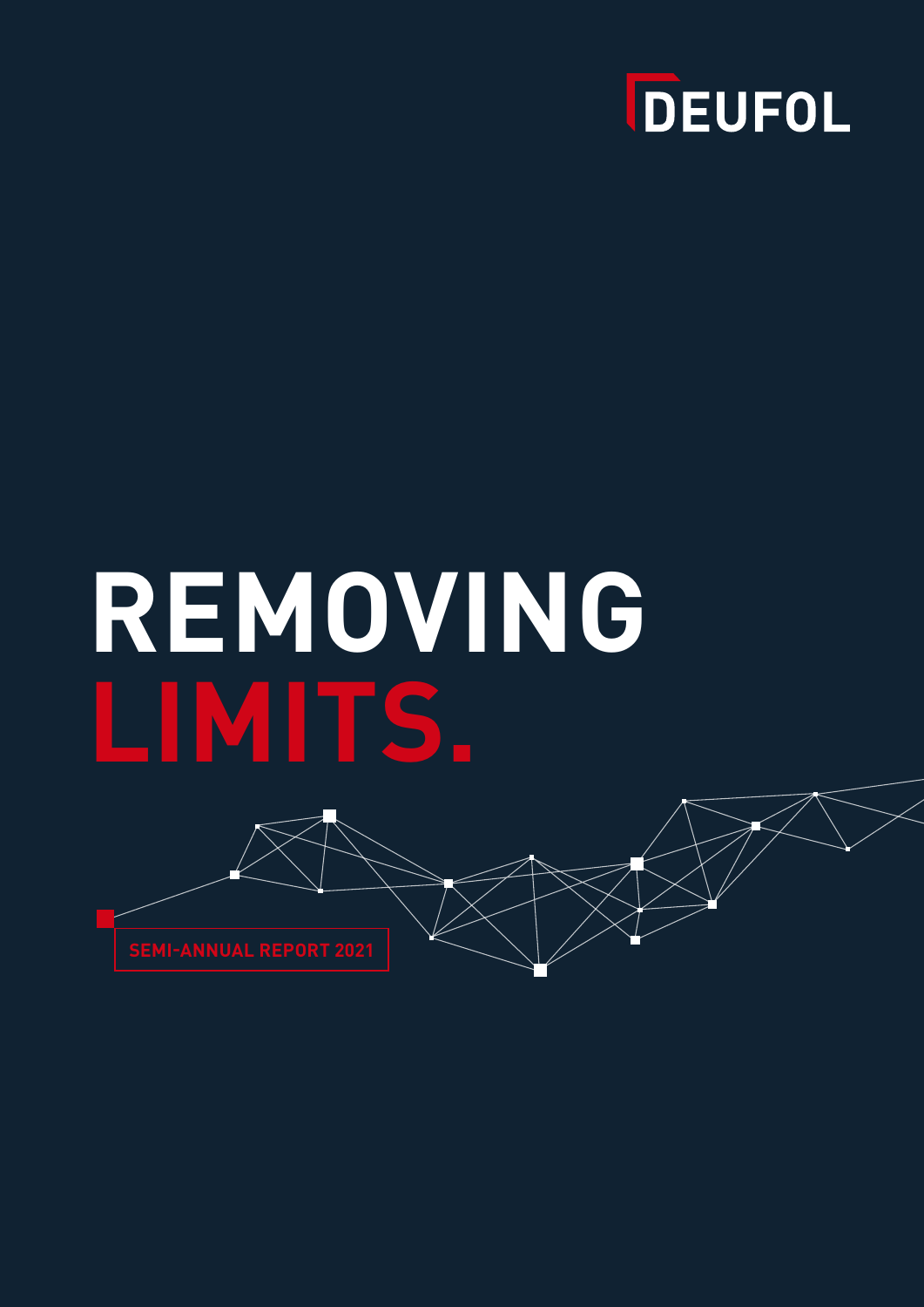DEUFOL

# REMOVING LIMITS.

SEMI-ANNUAL REPORT 2021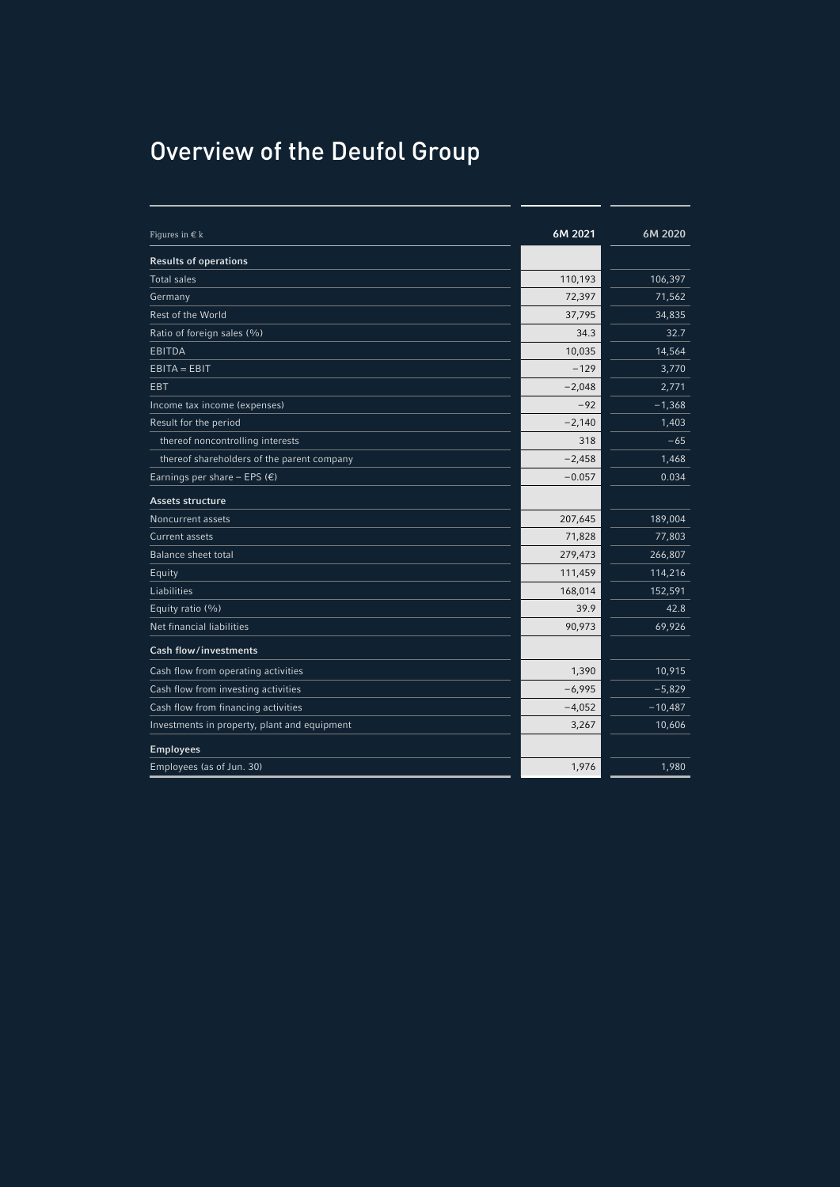# Overview of the Deufol Group

| Figures in € k | 6M 2021 | 6M 2020 |
|---|---|---|
| **Results of operations** | | |
| Total sales | 110,193 | 106,397 |
| Germany | 72,397 | 71,562 |
| Rest of the World | 37,795 | 34,835 |
| Ratio of foreign sales (%) | 34.3 | 32.7 |
| EBITDA | 10,035 | 14,564 |
| EBITA = EBIT | −129 | 3,770 |
| EBT | −2,048 | 2,771 |
| Income tax income (expenses) | −92 | −1,368 |
| Result for the period | −2,140 | 1,403 |
| thereof noncontrolling interests | 318 | −65 |
| thereof shareholders of the parent company | −2,458 | 1,468 |
| Earnings per share – EPS (€) | −0.057 | 0.034 |
| **Assets structure** | | |
| Noncurrent assets | 207,645 | 189,004 |
| Current assets | 71,828 | 77,803 |
| Balance sheet total | 279,473 | 266,807 |
| Equity | 111,459 | 114,216 |
| Liabilities | 168,014 | 152,591 |
| Equity ratio (%) | 39.9 | 42.8 |
| Net financial liabilities | 90,973 | 69,926 |
| **Cash flow/investments** | | |
| Cash flow from operating activities | 1,390 | 10,915 |
| Cash flow from investing activities | −6,995 | −5,829 |
| Cash flow from financing activities | −4,052 | −10,487 |
| Investments in property, plant and equipment | 3,267 | 10,606 |
| **Employees** | | |
| Employees (as of Jun. 30) | 1,976 | 1,980 |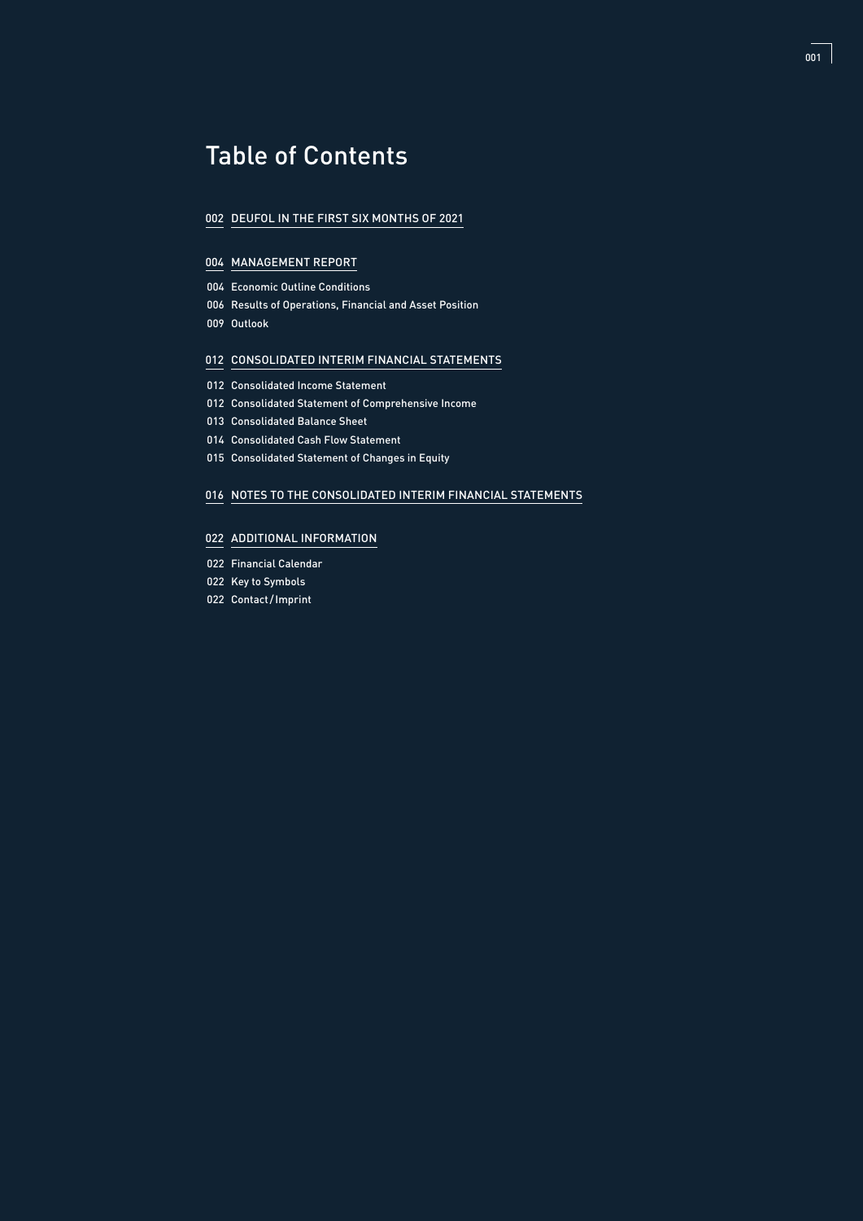# Table of Contents

002 DEUFOL IN THE FIRST SIX MONTHS OF 2021

004 MANAGEMENT REPORT

- 004 Economic Outline Conditions
- 006 Results of Operations, Financial and Asset Position
- 009 Outlook

012 CONSOLIDATED INTERIM FINANCIAL STATEMENTS

- 012 Consolidated Income Statement
- 012 Consolidated Statement of Comprehensive Income
- 013 Consolidated Balance Sheet
- 014 Consolidated Cash Flow Statement
- 015 Consolidated Statement of Changes in Equity

016 NOTES TO THE CONSOLIDATED INTERIM FINANCIAL STATEMENTS

022 ADDITIONAL INFORMATION

- 022 Financial Calendar
- 022 Key to Symbols
- 022 Contact / Imprint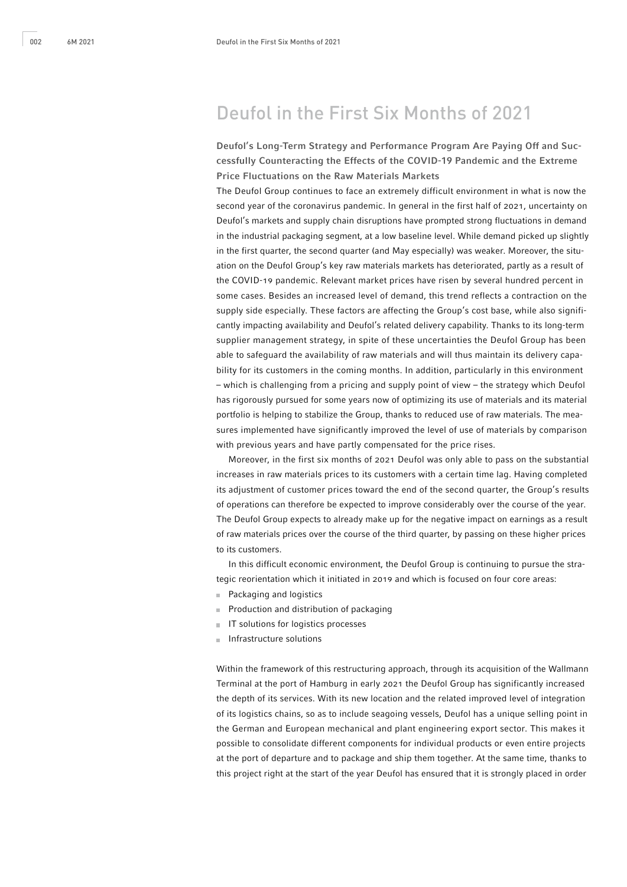# Deufol in the First Six Months of 2021

### Deufol's Long-Term Strategy and Performance Program Are Paying Off and Successfully Counteracting the Effects of the COVID-19 Pandemic and the Extreme Price Fluctuations on the Raw Materials Markets

The Deufol Group continues to face an extremely difficult environment in what is now the second year of the coronavirus pandemic. In general in the first half of 2021, uncertainty on Deufol's markets and supply chain disruptions have prompted strong fluctuations in demand in the industrial packaging segment, at a low baseline level. While demand picked up slightly in the first quarter, the second quarter (and May especially) was weaker. Moreover, the situation on the Deufol Group's key raw materials markets has deteriorated, partly as a result of the COVID-19 pandemic. Relevant market prices have risen by several hundred percent in some cases. Besides an increased level of demand, this trend reflects a contraction on the supply side especially. These factors are affecting the Group's cost base, while also significantly impacting availability and Deufol's related delivery capability. Thanks to its long-term supplier management strategy, in spite of these uncertainties the Deufol Group has been able to safeguard the availability of raw materials and will thus maintain its delivery capability for its customers in the coming months. In addition, particularly in this environment – which is challenging from a pricing and supply point of view – the strategy which Deufol has rigorously pursued for some years now of optimizing its use of materials and its material portfolio is helping to stabilize the Group, thanks to reduced use of raw materials. The measures implemented have significantly improved the level of use of materials by comparison with previous years and have partly compensated for the price rises.

Moreover, in the first six months of 2021 Deufol was only able to pass on the substantial increases in raw materials prices to its customers with a certain time lag. Having completed its adjustment of customer prices toward the end of the second quarter, the Group's results of operations can therefore be expected to improve considerably over the course of the year. The Deufol Group expects to already make up for the negative impact on earnings as a result of raw materials prices over the course of the third quarter, by passing on these higher prices to its customers.

In this difficult economic environment, the Deufol Group is continuing to pursue the strategic reorientation which it initiated in 2019 and which is focused on four core areas:

- Packaging and logistics
- Production and distribution of packaging
- IT solutions for logistics processes
- Infrastructure solutions

Within the framework of this restructuring approach, through its acquisition of the Wallmann Terminal at the port of Hamburg in early 2021 the Deufol Group has significantly increased the depth of its services. With its new location and the related improved level of integration of its logistics chains, so as to include seagoing vessels, Deufol has a unique selling point in the German and European mechanical and plant engineering export sector. This makes it possible to consolidate different components for individual products or even entire projects at the port of departure and to package and ship them together. At the same time, thanks to this project right at the start of the year Deufol has ensured that it is strongly placed in order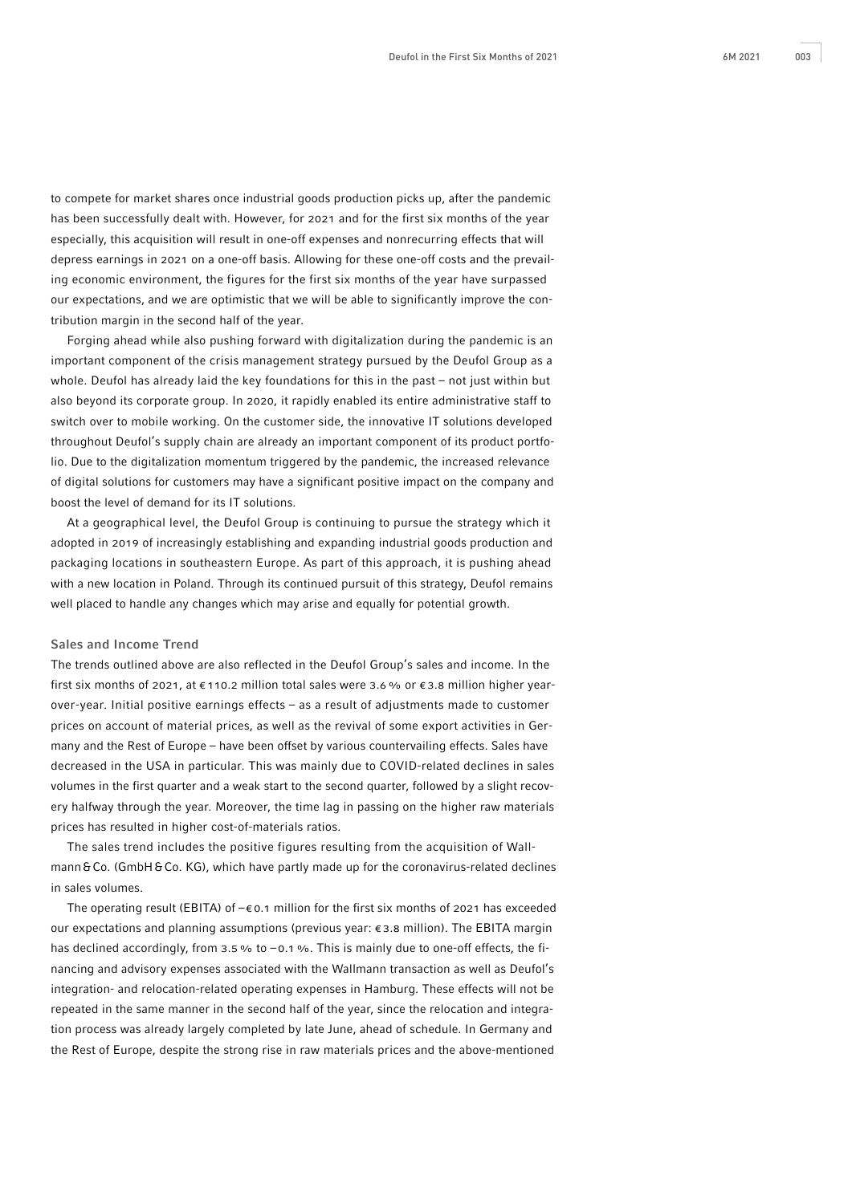to compete for market shares once industrial goods production picks up, after the pandemic has been successfully dealt with. However, for 2021 and for the first six months of the year especially, this acquisition will result in one-off expenses and nonrecurring effects that will depress earnings in 2021 on a one-off basis. Allowing for these one-off costs and the prevailing economic environment, the figures for the first six months of the year have surpassed our expectations, and we are optimistic that we will be able to significantly improve the contribution margin in the second half of the year.

Forging ahead while also pushing forward with digitalization during the pandemic is an important component of the crisis management strategy pursued by the Deufol Group as a whole. Deufol has already laid the key foundations for this in the past – not just within but also beyond its corporate group. In 2020, it rapidly enabled its entire administrative staff to switch over to mobile working. On the customer side, the innovative IT solutions developed throughout Deufol's supply chain are already an important component of its product portfolio. Due to the digitalization momentum triggered by the pandemic, the increased relevance of digital solutions for customers may have a significant positive impact on the company and boost the level of demand for its IT solutions.

At a geographical level, the Deufol Group is continuing to pursue the strategy which it adopted in 2019 of increasingly establishing and expanding industrial goods production and packaging locations in southeastern Europe. As part of this approach, it is pushing ahead with a new location in Poland. Through its continued pursuit of this strategy, Deufol remains well placed to handle any changes which may arise and equally for potential growth.

## Sales and Income Trend

The trends outlined above are also reflected in the Deufol Group's sales and income. In the first six months of 2021, at €110.2 million total sales were 3.6% or €3.8 million higher year-over-year. Initial positive earnings effects – as a result of adjustments made to customer prices on account of material prices, as well as the revival of some export activities in Germany and the Rest of Europe – have been offset by various countervailing effects. Sales have decreased in the USA in particular. This was mainly due to COVID-related declines in sales volumes in the first quarter and a weak start to the second quarter, followed by a slight recovery halfway through the year. Moreover, the time lag in passing on the higher raw materials prices has resulted in higher cost-of-materials ratios.

The sales trend includes the positive figures resulting from the acquisition of Wallmann & Co. (GmbH & Co. KG), which have partly made up for the coronavirus-related declines in sales volumes.

The operating result (EBITA) of –€0.1 million for the first six months of 2021 has exceeded our expectations and planning assumptions (previous year: €3.8 million). The EBITA margin has declined accordingly, from 3.5% to –0.1%. This is mainly due to one-off effects, the financing and advisory expenses associated with the Wallmann transaction as well as Deufol's integration- and relocation-related operating expenses in Hamburg. These effects will not be repeated in the same manner in the second half of the year, since the relocation and integration process was already largely completed by late June, ahead of schedule. In Germany and the Rest of Europe, despite the strong rise in raw materials prices and the above-mentioned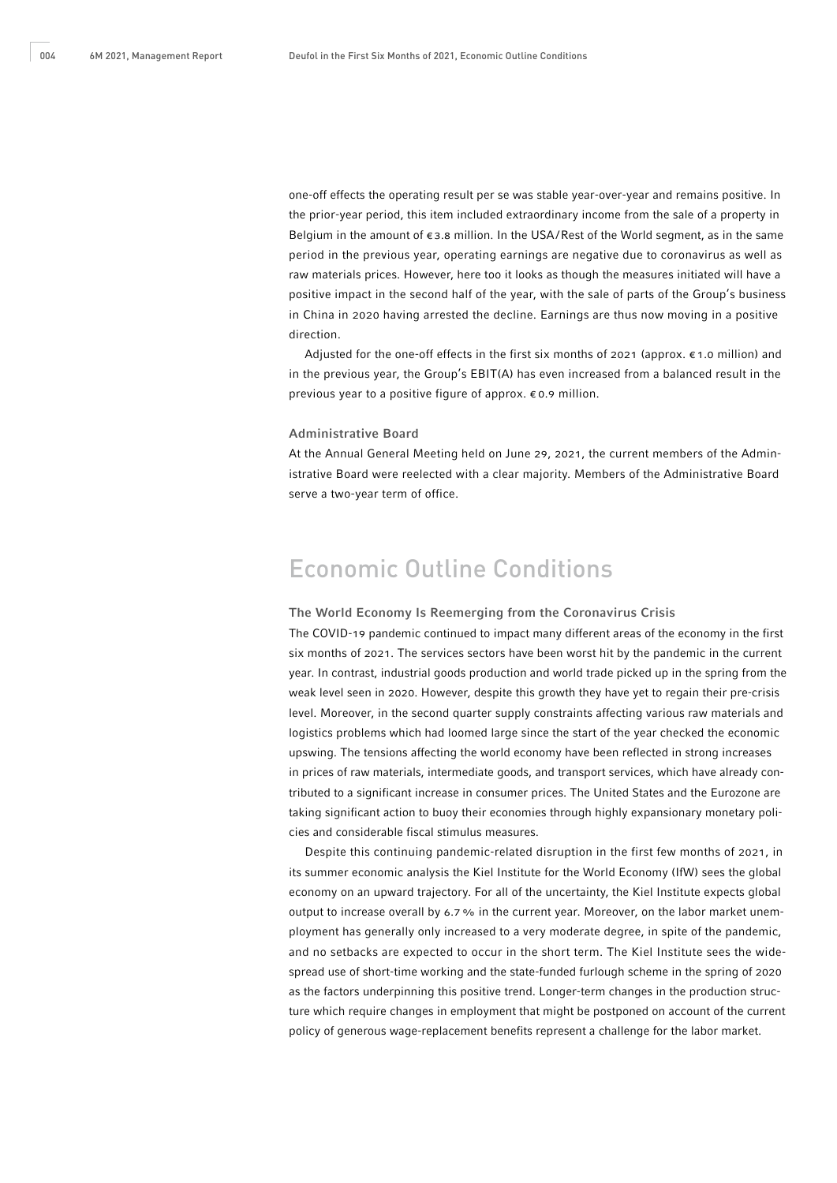one-off effects the operating result per se was stable year-over-year and remains positive. In the prior-year period, this item included extraordinary income from the sale of a property in Belgium in the amount of €3.8 million. In the USA/Rest of the World segment, as in the same period in the previous year, operating earnings are negative due to coronavirus as well as raw materials prices. However, here too it looks as though the measures initiated will have a positive impact in the second half of the year, with the sale of parts of the Group's business in China in 2020 having arrested the decline. Earnings are thus now moving in a positive direction.

Adjusted for the one-off effects in the first six months of 2021 (approx. €1.0 million) and in the previous year, the Group's EBIT(A) has even increased from a balanced result in the previous year to a positive figure of approx. €0.9 million.

### Administrative Board

At the Annual General Meeting held on June 29, 2021, the current members of the Administrative Board were reelected with a clear majority. Members of the Administrative Board serve a two-year term of office.

## Economic Outline Conditions

### The World Economy Is Reemerging from the Coronavirus Crisis

The COVID-19 pandemic continued to impact many different areas of the economy in the first six months of 2021. The services sectors have been worst hit by the pandemic in the current year. In contrast, industrial goods production and world trade picked up in the spring from the weak level seen in 2020. However, despite this growth they have yet to regain their pre-crisis level. Moreover, in the second quarter supply constraints affecting various raw materials and logistics problems which had loomed large since the start of the year checked the economic upswing. The tensions affecting the world economy have been reflected in strong increases in prices of raw materials, intermediate goods, and transport services, which have already contributed to a significant increase in consumer prices. The United States and the Eurozone are taking significant action to buoy their economies through highly expansionary monetary policies and considerable fiscal stimulus measures.

Despite this continuing pandemic-related disruption in the first few months of 2021, in its summer economic analysis the Kiel Institute for the World Economy (IfW) sees the global economy on an upward trajectory. For all of the uncertainty, the Kiel Institute expects global output to increase overall by 6.7% in the current year. Moreover, on the labor market unemployment has generally only increased to a very moderate degree, in spite of the pandemic, and no setbacks are expected to occur in the short term. The Kiel Institute sees the widespread use of short-time working and the state-funded furlough scheme in the spring of 2020 as the factors underpinning this positive trend. Longer-term changes in the production structure which require changes in employment that might be postponed on account of the current policy of generous wage-replacement benefits represent a challenge for the labor market.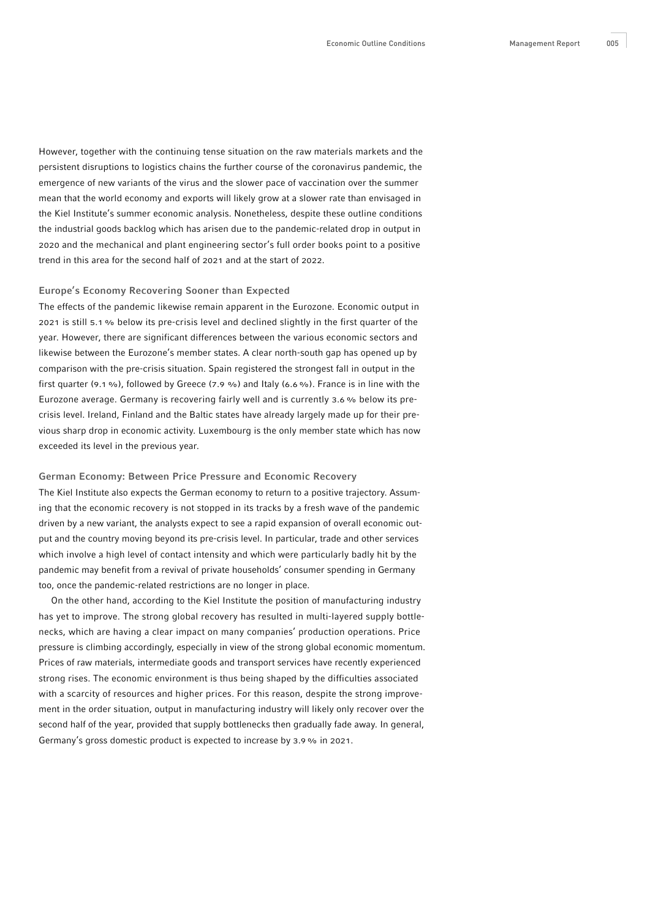However, together with the continuing tense situation on the raw materials markets and the persistent disruptions to logistics chains the further course of the coronavirus pandemic, the emergence of new variants of the virus and the slower pace of vaccination over the summer mean that the world economy and exports will likely grow at a slower rate than envisaged in the Kiel Institute's summer economic analysis. Nonetheless, despite these outline conditions the industrial goods backlog which has arisen due to the pandemic-related drop in output in 2020 and the mechanical and plant engineering sector's full order books point to a positive trend in this area for the second half of 2021 and at the start of 2022.

### Europe's Economy Recovering Sooner than Expected

The effects of the pandemic likewise remain apparent in the Eurozone. Economic output in 2021 is still 5.1 % below its pre-crisis level and declined slightly in the first quarter of the year. However, there are significant differences between the various economic sectors and likewise between the Eurozone's member states. A clear north-south gap has opened up by comparison with the pre-crisis situation. Spain registered the strongest fall in output in the first quarter (9.1 %), followed by Greece (7.9 %) and Italy (6.6 %). France is in line with the Eurozone average. Germany is recovering fairly well and is currently 3.6 % below its pre-crisis level. Ireland, Finland and the Baltic states have already largely made up for their previous sharp drop in economic activity. Luxembourg is the only member state which has now exceeded its level in the previous year.

### German Economy: Between Price Pressure and Economic Recovery

The Kiel Institute also expects the German economy to return to a positive trajectory. Assuming that the economic recovery is not stopped in its tracks by a fresh wave of the pandemic driven by a new variant, the analysts expect to see a rapid expansion of overall economic output and the country moving beyond its pre-crisis level. In particular, trade and other services which involve a high level of contact intensity and which were particularly badly hit by the pandemic may benefit from a revival of private households' consumer spending in Germany too, once the pandemic-related restrictions are no longer in place.

On the other hand, according to the Kiel Institute the position of manufacturing industry has yet to improve. The strong global recovery has resulted in multi-layered supply bottlenecks, which are having a clear impact on many companies' production operations. Price pressure is climbing accordingly, especially in view of the strong global economic momentum. Prices of raw materials, intermediate goods and transport services have recently experienced strong rises. The economic environment is thus being shaped by the difficulties associated with a scarcity of resources and higher prices. For this reason, despite the strong improvement in the order situation, output in manufacturing industry will likely only recover over the second half of the year, provided that supply bottlenecks then gradually fade away. In general, Germany's gross domestic product is expected to increase by 3.9 % in 2021.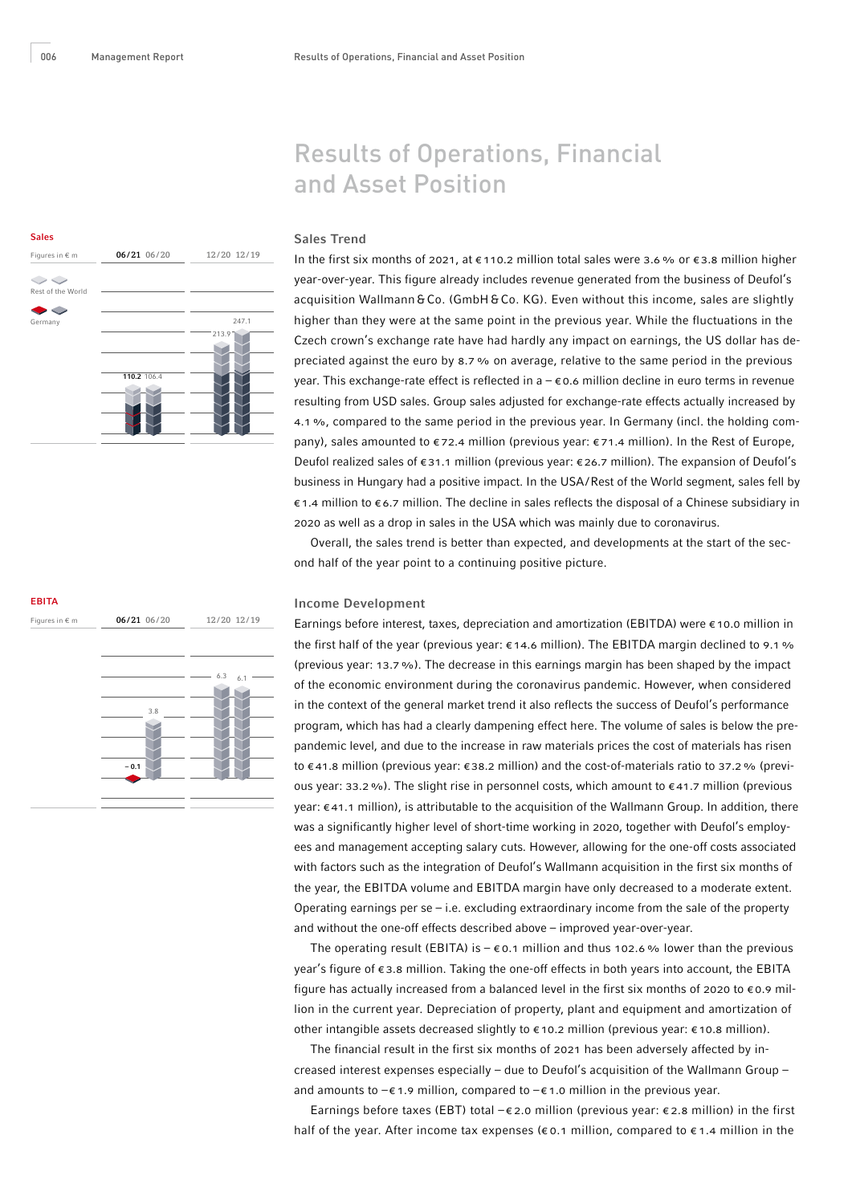# Results of Operations, Financial and Asset Position

**Sales**

Figures in € m

| | 06/21 | 06/20 | 12/20 | 12/19 |
|---|---|---|---|---|
| Rest of the World / Germany | 110.2 | 106.4 | 213.9 | 247.1 |

## Sales Trend

In the first six months of 2021, at €110.2 million total sales were 3.6% or €3.8 million higher year-over-year. This figure already includes revenue generated from the business of Deufol's acquisition Wallmann & Co. (GmbH & Co. KG). Even without this income, sales are slightly higher than they were at the same point in the previous year. While the fluctuations in the Czech crown's exchange rate have had hardly any impact on earnings, the US dollar has depreciated against the euro by 8.7% on average, relative to the same period in the previous year. This exchange-rate effect is reflected in a – €0.6 million decline in euro terms in revenue resulting from USD sales. Group sales adjusted for exchange-rate effects actually increased by 4.1%, compared to the same period in the previous year. In Germany (incl. the holding company), sales amounted to €72.4 million (previous year: €71.4 million). In the Rest of Europe, Deufol realized sales of €31.1 million (previous year: €26.7 million). The expansion of Deufol's business in Hungary had a positive impact. In the USA/Rest of the World segment, sales fell by €1.4 million to €6.7 million. The decline in sales reflects the disposal of a Chinese subsidiary in 2020 as well as a drop in sales in the USA which was mainly due to coronavirus.

Overall, the sales trend is better than expected, and developments at the start of the second half of the year point to a continuing positive picture.

**EBITA**

Figures in € m

| | 06/21 | 06/20 | 12/20 | 12/19 |
|---|---|---|---|---|
| EBITA | – 0.1 | 3.8 | 6.3 | 6.1 |

## Income Development

Earnings before interest, taxes, depreciation and amortization (EBITDA) were €10.0 million in the first half of the year (previous year: €14.6 million). The EBITDA margin declined to 9.1% (previous year: 13.7%). The decrease in this earnings margin has been shaped by the impact of the economic environment during the coronavirus pandemic. However, when considered in the context of the general market trend it also reflects the success of Deufol's performance program, which has had a clearly dampening effect here. The volume of sales is below the pre-pandemic level, and due to the increase in raw materials prices the cost of materials has risen to €41.8 million (previous year: €38.2 million) and the cost-of-materials ratio to 37.2% (previous year: 33.2%). The slight rise in personnel costs, which amount to €41.7 million (previous year: €41.1 million), is attributable to the acquisition of the Wallmann Group. In addition, there was a significantly higher level of short-time working in 2020, together with Deufol's employees and management accepting salary cuts. However, allowing for the one-off costs associated with factors such as the integration of Deufol's Wallmann acquisition in the first six months of the year, the EBITDA volume and EBITDA margin have only decreased to a moderate extent. Operating earnings per se – i.e. excluding extraordinary income from the sale of the property and without the one-off effects described above – improved year-over-year.

The operating result (EBITA) is – €0.1 million and thus 102.6% lower than the previous year's figure of €3.8 million. Taking the one-off effects in both years into account, the EBITA figure has actually increased from a balanced level in the first six months of 2020 to €0.9 million in the current year. Depreciation of property, plant and equipment and amortization of other intangible assets decreased slightly to €10.2 million (previous year: €10.8 million).

The financial result in the first six months of 2021 has been adversely affected by increased interest expenses especially – due to Deufol's acquisition of the Wallmann Group – and amounts to –€1.9 million, compared to –€1.0 million in the previous year.

Earnings before taxes (EBT) total –€2.0 million (previous year: €2.8 million) in the first half of the year. After income tax expenses (€0.1 million, compared to €1.4 million in the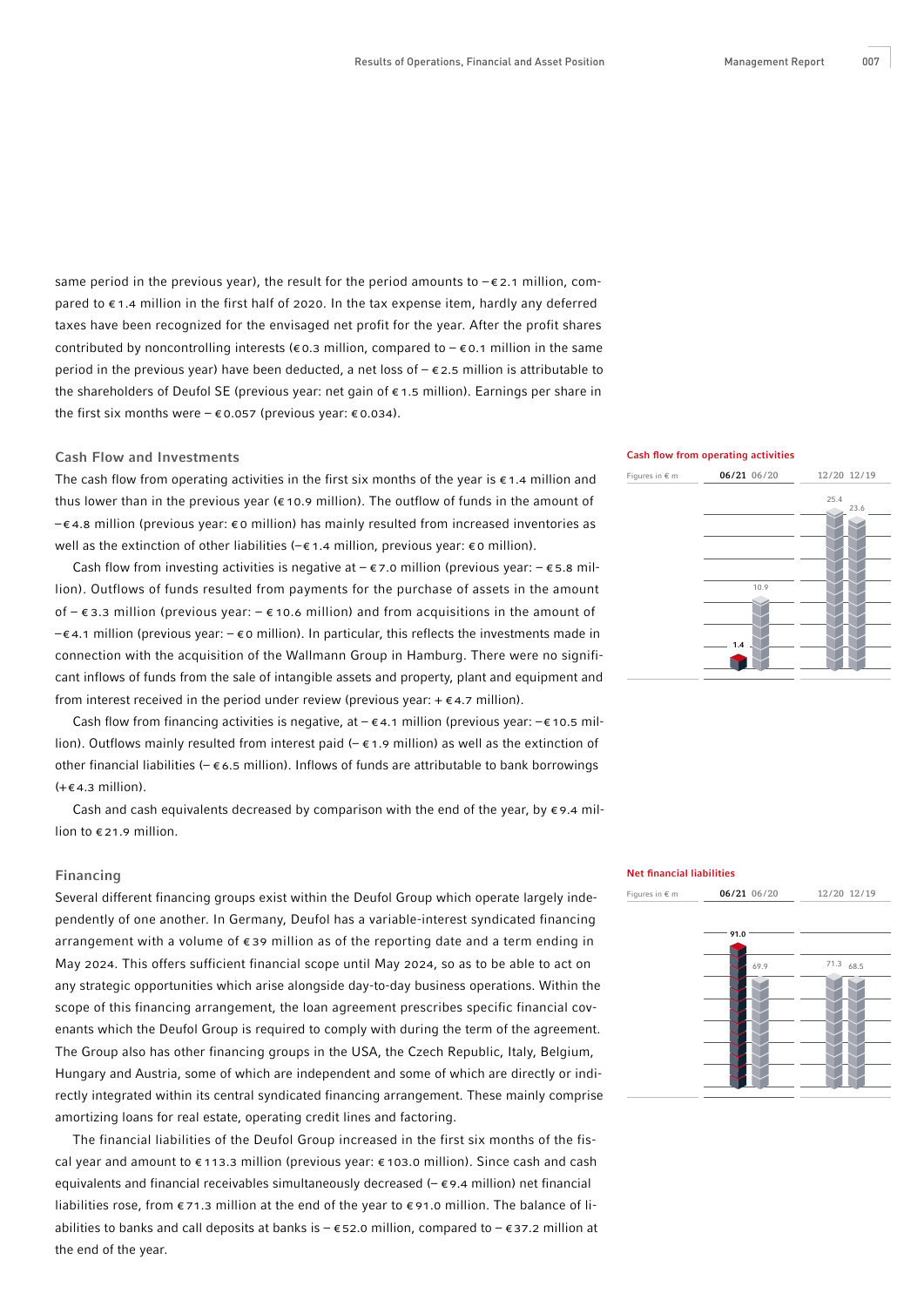same period in the previous year), the result for the period amounts to – € 2.1 million, compared to € 1.4 million in the first half of 2020. In the tax expense item, hardly any deferred taxes have been recognized for the envisaged net profit for the year. After the profit shares contributed by noncontrolling interests (€ 0.3 million, compared to – € 0.1 million in the same period in the previous year) have been deducted, a net loss of – € 2.5 million is attributable to the shareholders of Deufol SE (previous year: net gain of € 1.5 million). Earnings per share in the first six months were – € 0.057 (previous year: € 0.034).

## Cash Flow and Investments

The cash flow from operating activities in the first six months of the year is € 1.4 million and thus lower than in the previous year (€ 10.9 million). The outflow of funds in the amount of – € 4.8 million (previous year: € 0 million) has mainly resulted from increased inventories as well as the extinction of other liabilities (– € 1.4 million, previous year: € 0 million).

Cash flow from investing activities is negative at – € 7.0 million (previous year: – € 5.8 million). Outflows of funds resulted from payments for the purchase of assets in the amount of – € 3.3 million (previous year: – € 10.6 million) and from acquisitions in the amount of – € 4.1 million (previous year: – € 0 million). In particular, this reflects the investments made in connection with the acquisition of the Wallmann Group in Hamburg. There were no significant inflows of funds from the sale of intangible assets and property, plant and equipment and from interest received in the period under review (previous year: + € 4.7 million).

Cash flow from financing activities is negative, at – € 4.1 million (previous year: – € 10.5 million). Outflows mainly resulted from interest paid (– € 1.9 million) as well as the extinction of other financial liabilities (– € 6.5 million). Inflows of funds are attributable to bank borrowings (+ € 4.3 million).

Cash and cash equivalents decreased by comparison with the end of the year, by € 9.4 million to € 21.9 million.

**Cash flow from operating activities**

Figures in € m

| 06/21 | 06/20 | 12/20 | 12/19 |
|---|---|---|---|
| 1.4 | 10.9 | 25.4 | 23.6 |

## Financing

Several different financing groups exist within the Deufol Group which operate largely independently of one another. In Germany, Deufol has a variable-interest syndicated financing arrangement with a volume of € 39 million as of the reporting date and a term ending in May 2024. This offers sufficient financial scope until May 2024, so as to be able to act on any strategic opportunities which arise alongside day-to-day business operations. Within the scope of this financing arrangement, the loan agreement prescribes specific financial covenants which the Deufol Group is required to comply with during the term of the agreement. The Group also has other financing groups in the USA, the Czech Republic, Italy, Belgium, Hungary and Austria, some of which are independent and some of which are directly or indirectly integrated within its central syndicated financing arrangement. These mainly comprise amortizing loans for real estate, operating credit lines and factoring.

The financial liabilities of the Deufol Group increased in the first six months of the fiscal year and amount to € 113.3 million (previous year: € 103.0 million). Since cash and cash equivalents and financial receivables simultaneously decreased (– € 9.4 million) net financial liabilities rose, from € 71.3 million at the end of the year to € 91.0 million. The balance of liabilities to banks and call deposits at banks is – € 52.0 million, compared to – € 37.2 million at the end of the year.

**Net financial liabilities**

Figures in € m

| 06/21 | 06/20 | 12/20 | 12/19 |
|---|---|---|---|
| 91.0 | 69.9 | 71.3 | 68.5 |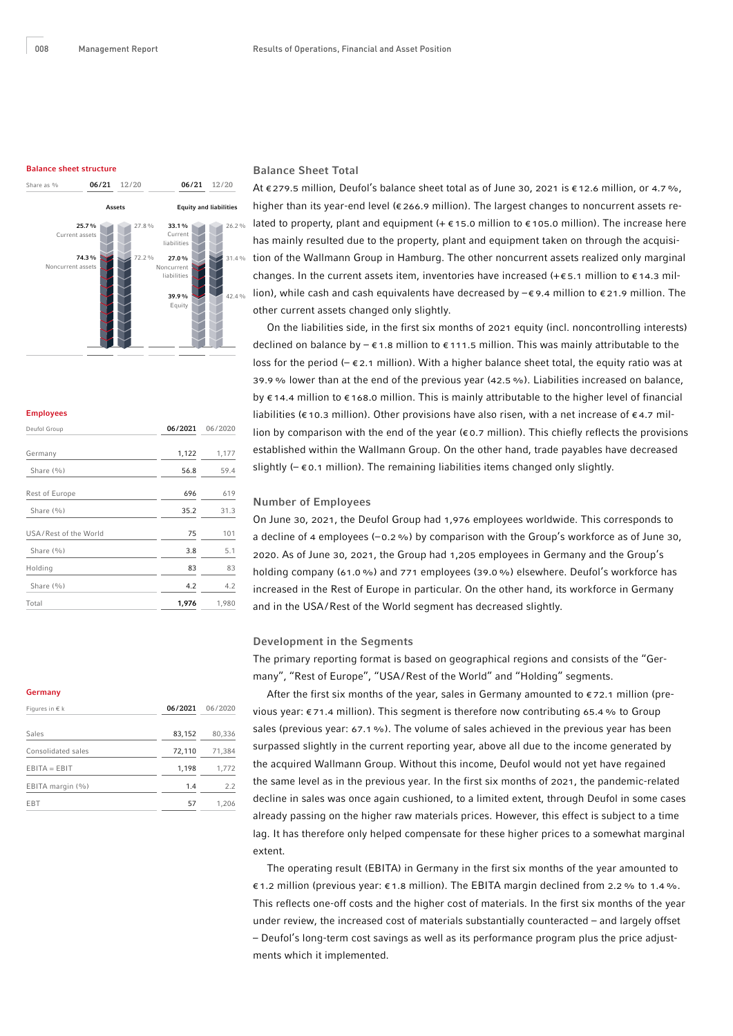**Balance sheet structure**

| Share as % | 06/21 | 12/20 |
|---|---|---|
| **Assets** | | |
| Current assets | 25.7 % | 27.8 % |
| Noncurrent assets | 74.3 % | 72.2 % |
| **Equity and liabilities** | | |
| Current liabilities | 33.1 % | 26.2 % |
| Noncurrent liabilities | 27.0 % | 31.4 % |
| Equity | 39.9 % | 42.4 % |

## Balance Sheet Total

At €279.5 million, Deufol's balance sheet total as of June 30, 2021 is €12.6 million, or 4.7 %, higher than its year-end level (€266.9 million). The largest changes to noncurrent assets related to property, plant and equipment (+ €15.0 million to €105.0 million). The increase here has mainly resulted due to the property, plant and equipment taken on through the acquisition of the Wallmann Group in Hamburg. The other noncurrent assets realized only marginal changes. In the current assets item, inventories have increased (+€5.1 million to €14.3 million), while cash and cash equivalents have decreased by −€9.4 million to €21.9 million. The other current assets changed only slightly.

On the liabilities side, in the first six months of 2021 equity (incl. noncontrolling interests) declined on balance by −€1.8 million to €111.5 million. This was mainly attributable to the loss for the period (−€2.1 million). With a higher balance sheet total, the equity ratio was at 39.9 % lower than at the end of the previous year (42.5 %). Liabilities increased on balance, by €14.4 million to €168.0 million. This is mainly attributable to the higher level of financial liabilities (€10.3 million). Other provisions have also risen, with a net increase of €4.7 million by comparison with the end of the year (€0.7 million). This chiefly reflects the provisions established within the Wallmann Group. On the other hand, trade payables have decreased slightly (−€0.1 million). The remaining liabilities items changed only slightly.

**Employees**

| Deufol Group | 06/2021 | 06/2020 |
|---|---|---|
| Germany | 1,122 | 1,177 |
| Share (%) | 56.8 | 59.4 |
| Rest of Europe | 696 | 619 |
| Share (%) | 35.2 | 31.3 |
| USA/Rest of the World | 75 | 101 |
| Share (%) | 3.8 | 5.1 |
| Holding | 83 | 83 |
| Share (%) | 4.2 | 4.2 |
| Total | **1,976** | 1,980 |

## Number of Employees

On June 30, 2021, the Deufol Group had 1,976 employees worldwide. This corresponds to a decline of 4 employees (−0.2 %) by comparison with the Group's workforce as of June 30, 2020. As of June 30, 2021, the Group had 1,205 employees in Germany and the Group's holding company (61.0 %) and 771 employees (39.0 %) elsewhere. Deufol's workforce has increased in the Rest of Europe in particular. On the other hand, its workforce in Germany and in the USA/Rest of the World segment has decreased slightly.

## Development in the Segments

The primary reporting format is based on geographical regions and consists of the "Germany", "Rest of Europe", "USA/Rest of the World" and "Holding" segments.

**Germany**

| Figures in € k | 06/2021 | 06/2020 |
|---|---|---|
| Sales | 83,152 | 80,336 |
| Consolidated sales | 72,110 | 71,384 |
| EBITA = EBIT | 1,198 | 1,772 |
| EBITA margin (%) | 1.4 | 2.2 |
| EBT | 57 | 1,206 |

After the first six months of the year, sales in Germany amounted to €72.1 million (previous year: €71.4 million). This segment is therefore now contributing 65.4 % to Group sales (previous year: 67.1 %). The volume of sales achieved in the previous year has been surpassed slightly in the current reporting year, above all due to the income generated by the acquired Wallmann Group. Without this income, Deufol would not yet have regained the same level as in the previous year. In the first six months of 2021, the pandemic-related decline in sales was once again cushioned, to a limited extent, through Deufol in some cases already passing on the higher raw materials prices. However, this effect is subject to a time lag. It has therefore only helped compensate for these higher prices to a somewhat marginal extent.

The operating result (EBITA) in Germany in the first six months of the year amounted to €1.2 million (previous year: €1.8 million). The EBITA margin declined from 2.2 % to 1.4 %. This reflects one-off costs and the higher cost of materials. In the first six months of the year under review, the increased cost of materials substantially counteracted – and largely offset – Deufol's long-term cost savings as well as its performance program plus the price adjustments which it implemented.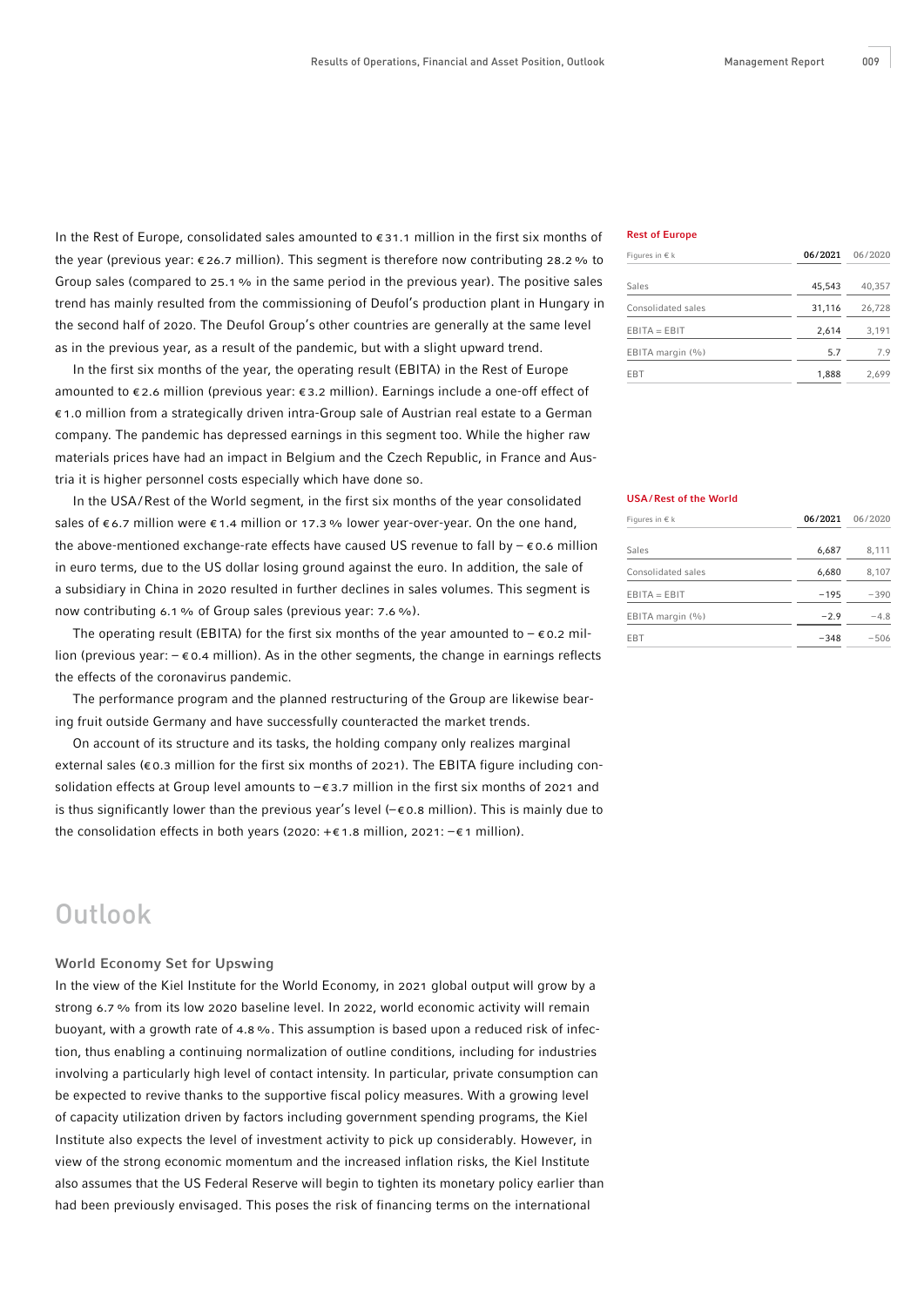In the Rest of Europe, consolidated sales amounted to €31.1 million in the first six months of the year (previous year: €26.7 million). This segment is therefore now contributing 28.2 % to Group sales (compared to 25.1 % in the same period in the previous year). The positive sales trend has mainly resulted from the commissioning of Deufol's production plant in Hungary in the second half of 2020. The Deufol Group's other countries are generally at the same level as in the previous year, as a result of the pandemic, but with a slight upward trend.

In the first six months of the year, the operating result (EBITA) in the Rest of Europe amounted to €2.6 million (previous year: €3.2 million). Earnings include a one-off effect of €1.0 million from a strategically driven intra-Group sale of Austrian real estate to a German company. The pandemic has depressed earnings in this segment too. While the higher raw materials prices have had an impact in Belgium and the Czech Republic, in France and Austria it is higher personnel costs especially which have done so.

**Rest of Europe**

| Figures in € k | 06/2021 | 06/2020 |
|---|---|---|
| Sales | 45,543 | 40,357 |
| Consolidated sales | 31,116 | 26,728 |
| EBITA = EBIT | 2,614 | 3,191 |
| EBITA margin (%) | 5.7 | 7.9 |
| EBT | 1,888 | 2,699 |

In the USA/Rest of the World segment, in the first six months of the year consolidated sales of €6.7 million were €1.4 million or 17.3 % lower year-over-year. On the one hand, the above-mentioned exchange-rate effects have caused US revenue to fall by – €0.6 million in euro terms, due to the US dollar losing ground against the euro. In addition, the sale of a subsidiary in China in 2020 resulted in further declines in sales volumes. This segment is now contributing 6.1 % of Group sales (previous year: 7.6 %).

The operating result (EBITA) for the first six months of the year amounted to – €0.2 million (previous year: – €0.4 million). As in the other segments, the change in earnings reflects the effects of the coronavirus pandemic.

**USA/Rest of the World**

| Figures in € k | 06/2021 | 06/2020 |
|---|---|---|
| Sales | 6,687 | 8,111 |
| Consolidated sales | 6,680 | 8,107 |
| EBITA = EBIT | −195 | −390 |
| EBITA margin (%) | −2.9 | −4.8 |
| EBT | −348 | −506 |

The performance program and the planned restructuring of the Group are likewise bearing fruit outside Germany and have successfully counteracted the market trends.

On account of its structure and its tasks, the holding company only realizes marginal external sales (€0.3 million for the first six months of 2021). The EBITA figure including consolidation effects at Group level amounts to –€3.7 million in the first six months of 2021 and is thus significantly lower than the previous year's level (–€0.8 million). This is mainly due to the consolidation effects in both years (2020: +€1.8 million, 2021: –€1 million).

# Outlook

### World Economy Set for Upswing

In the view of the Kiel Institute for the World Economy, in 2021 global output will grow by a strong 6.7 % from its low 2020 baseline level. In 2022, world economic activity will remain buoyant, with a growth rate of 4.8 %. This assumption is based upon a reduced risk of infection, thus enabling a continuing normalization of outline conditions, including for industries involving a particularly high level of contact intensity. In particular, private consumption can be expected to revive thanks to the supportive fiscal policy measures. With a growing level of capacity utilization driven by factors including government spending programs, the Kiel Institute also expects the level of investment activity to pick up considerably. However, in view of the strong economic momentum and the increased inflation risks, the Kiel Institute also assumes that the US Federal Reserve will begin to tighten its monetary policy earlier than had been previously envisaged. This poses the risk of financing terms on the international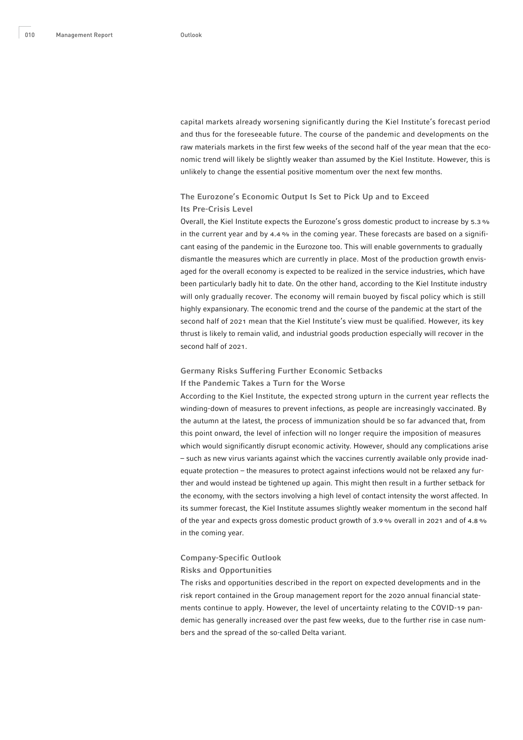capital markets already worsening significantly during the Kiel Institute's forecast period and thus for the foreseeable future. The course of the pandemic and developments on the raw materials markets in the first few weeks of the second half of the year mean that the economic trend will likely be slightly weaker than assumed by the Kiel Institute. However, this is unlikely to change the essential positive momentum over the next few months.

### The Eurozone's Economic Output Is Set to Pick Up and to Exceed Its Pre-Crisis Level

Overall, the Kiel Institute expects the Eurozone's gross domestic product to increase by 5.3 % in the current year and by 4.4 % in the coming year. These forecasts are based on a significant easing of the pandemic in the Eurozone too. This will enable governments to gradually dismantle the measures which are currently in place. Most of the production growth envisaged for the overall economy is expected to be realized in the service industries, which have been particularly badly hit to date. On the other hand, according to the Kiel Institute industry will only gradually recover. The economy will remain buoyed by fiscal policy which is still highly expansionary. The economic trend and the course of the pandemic at the start of the second half of 2021 mean that the Kiel Institute's view must be qualified. However, its key thrust is likely to remain valid, and industrial goods production especially will recover in the second half of 2021.

### Germany Risks Suffering Further Economic Setbacks If the Pandemic Takes a Turn for the Worse

According to the Kiel Institute, the expected strong upturn in the current year reflects the winding-down of measures to prevent infections, as people are increasingly vaccinated. By the autumn at the latest, the process of immunization should be so far advanced that, from this point onward, the level of infection will no longer require the imposition of measures which would significantly disrupt economic activity. However, should any complications arise – such as new virus variants against which the vaccines currently available only provide inadequate protection – the measures to protect against infections would not be relaxed any further and would instead be tightened up again. This might then result in a further setback for the economy, with the sectors involving a high level of contact intensity the worst affected. In its summer forecast, the Kiel Institute assumes slightly weaker momentum in the second half of the year and expects gross domestic product growth of 3.9 % overall in 2021 and of 4.8 % in the coming year.

## Company-Specific Outlook

### Risks and Opportunities

The risks and opportunities described in the report on expected developments and in the risk report contained in the Group management report for the 2020 annual financial statements continue to apply. However, the level of uncertainty relating to the COVID-19 pandemic has generally increased over the past few weeks, due to the further rise in case numbers and the spread of the so-called Delta variant.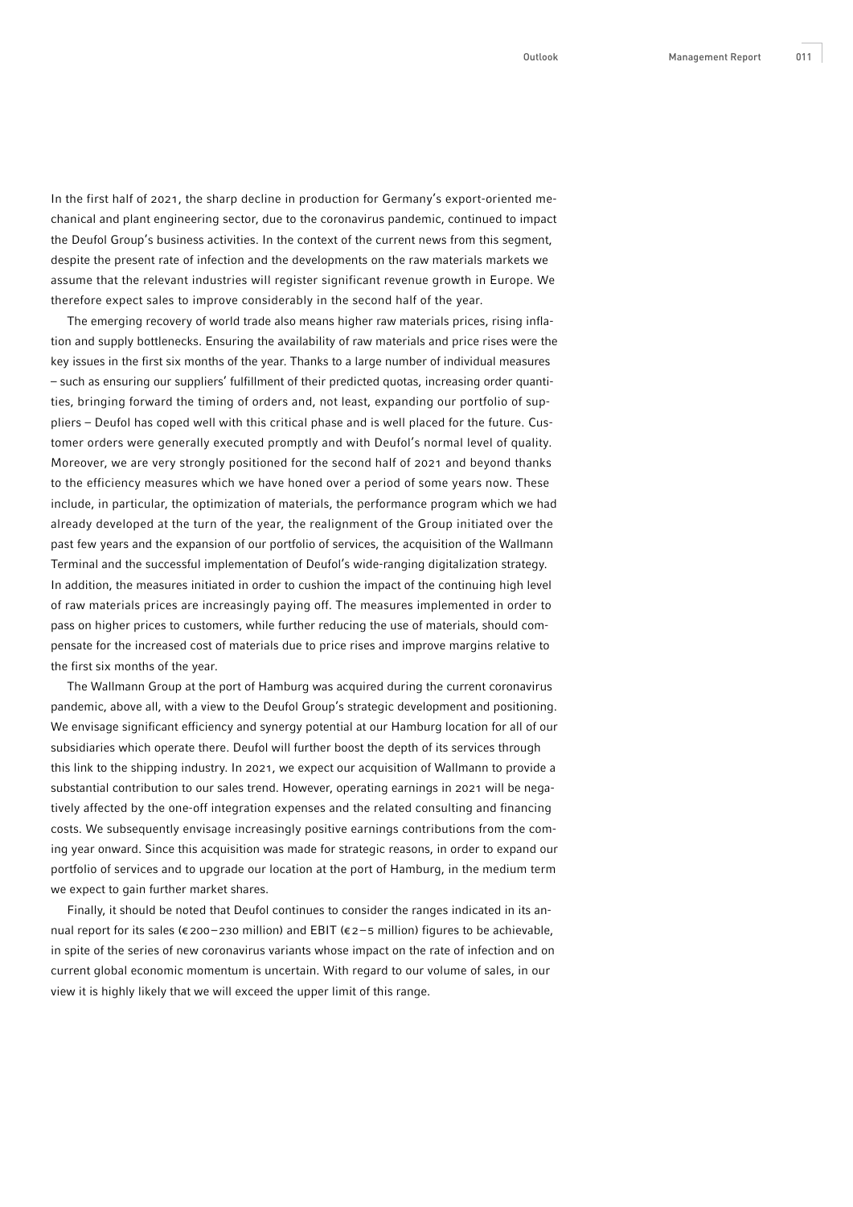In the first half of 2021, the sharp decline in production for Germany's export-oriented mechanical and plant engineering sector, due to the coronavirus pandemic, continued to impact the Deufol Group's business activities. In the context of the current news from this segment, despite the present rate of infection and the developments on the raw materials markets we assume that the relevant industries will register significant revenue growth in Europe. We therefore expect sales to improve considerably in the second half of the year.

The emerging recovery of world trade also means higher raw materials prices, rising inflation and supply bottlenecks. Ensuring the availability of raw materials and price rises were the key issues in the first six months of the year. Thanks to a large number of individual measures – such as ensuring our suppliers' fulfillment of their predicted quotas, increasing order quantities, bringing forward the timing of orders and, not least, expanding our portfolio of suppliers – Deufol has coped well with this critical phase and is well placed for the future. Customer orders were generally executed promptly and with Deufol's normal level of quality. Moreover, we are very strongly positioned for the second half of 2021 and beyond thanks to the efficiency measures which we have honed over a period of some years now. These include, in particular, the optimization of materials, the performance program which we had already developed at the turn of the year, the realignment of the Group initiated over the past few years and the expansion of our portfolio of services, the acquisition of the Wallmann Terminal and the successful implementation of Deufol's wide-ranging digitalization strategy. In addition, the measures initiated in order to cushion the impact of the continuing high level of raw materials prices are increasingly paying off. The measures implemented in order to pass on higher prices to customers, while further reducing the use of materials, should compensate for the increased cost of materials due to price rises and improve margins relative to the first six months of the year.

The Wallmann Group at the port of Hamburg was acquired during the current coronavirus pandemic, above all, with a view to the Deufol Group's strategic development and positioning. We envisage significant efficiency and synergy potential at our Hamburg location for all of our subsidiaries which operate there. Deufol will further boost the depth of its services through this link to the shipping industry. In 2021, we expect our acquisition of Wallmann to provide a substantial contribution to our sales trend. However, operating earnings in 2021 will be negatively affected by the one-off integration expenses and the related consulting and financing costs. We subsequently envisage increasingly positive earnings contributions from the coming year onward. Since this acquisition was made for strategic reasons, in order to expand our portfolio of services and to upgrade our location at the port of Hamburg, in the medium term we expect to gain further market shares.

Finally, it should be noted that Deufol continues to consider the ranges indicated in its annual report for its sales (€200–230 million) and EBIT (€2–5 million) figures to be achievable, in spite of the series of new coronavirus variants whose impact on the rate of infection and on current global economic momentum is uncertain. With regard to our volume of sales, in our view it is highly likely that we will exceed the upper limit of this range.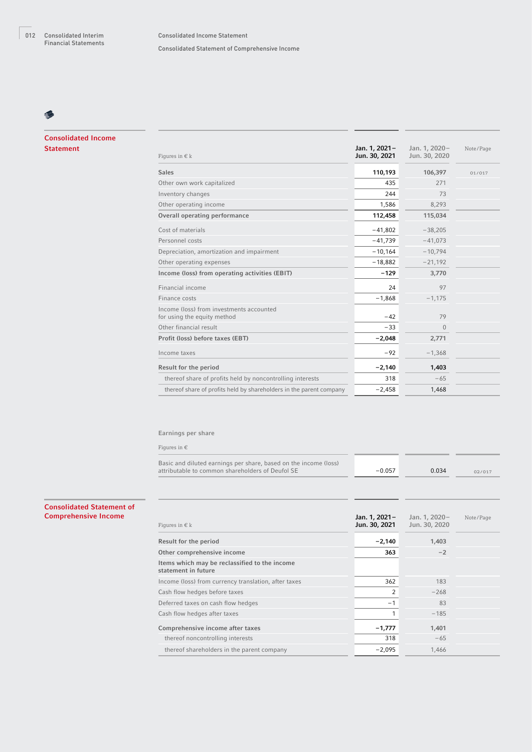## Consolidated Income Statement

| Figures in € k | Jan. 1, 2021 – Jun. 30, 2021 | Jan. 1, 2020 – Jun. 30, 2020 | Note/Page |
|---|---|---|---|
| **Sales** | **110,193** | **106,397** | 01/017 |
| Other own work capitalized | 435 | 271 | |
| Inventory changes | 244 | 73 | |
| Other operating income | 1,586 | 8,293 | |
| **Overall operating performance** | **112,458** | **115,034** | |
| Cost of materials | −41,802 | −38,205 | |
| Personnel costs | −41,739 | −41,073 | |
| Depreciation, amortization and impairment | −10,164 | −10,794 | |
| Other operating expenses | −18,882 | −21,192 | |
| **Income (loss) from operating activities (EBIT)** | **−129** | **3,770** | |
| Financial income | 24 | 97 | |
| Finance costs | −1,868 | −1,175 | |
| Income (loss) from investments accounted for using the equity method | −42 | 79 | |
| Other financial result | −33 | 0 | |
| **Profit (loss) before taxes (EBT)** | **−2,048** | **2,771** | |
| Income taxes | −92 | −1,368 | |
| **Result for the period** | **−2,140** | **1,403** | |
| thereof share of profits held by noncontrolling interests | 318 | −65 | |
| thereof share of profits held by shareholders in the parent company | −2,458 | 1,468 | |

**Earnings per share**

| Figures in € | | | |
|---|---|---|---|
| Basic and diluted earnings per share, based on the income (loss) attributable to common shareholders of Deufol SE | −0.057 | 0.034 | 02/017 |

## Consolidated Statement of Comprehensive Income

| Figures in € k | Jan. 1, 2021 – Jun. 30, 2021 | Jan. 1, 2020 – Jun. 30, 2020 | Note/Page |
|---|---|---|---|
| **Result for the period** | **−2,140** | **1,403** | |
| **Other comprehensive income** | **363** | **−2** | |
| **Items which may be reclassified to the income statement in future** | | | |
| Income (loss) from currency translation, after taxes | 362 | 183 | |
| Cash flow hedges before taxes | 2 | −268 | |
| Deferred taxes on cash flow hedges | −1 | 83 | |
| Cash flow hedges after taxes | 1 | −185 | |
| **Comprehensive income after taxes** | **−1,777** | **1,401** | |
| thereof noncontrolling interests | 318 | −65 | |
| thereof shareholders in the parent company | −2,095 | 1,466 | |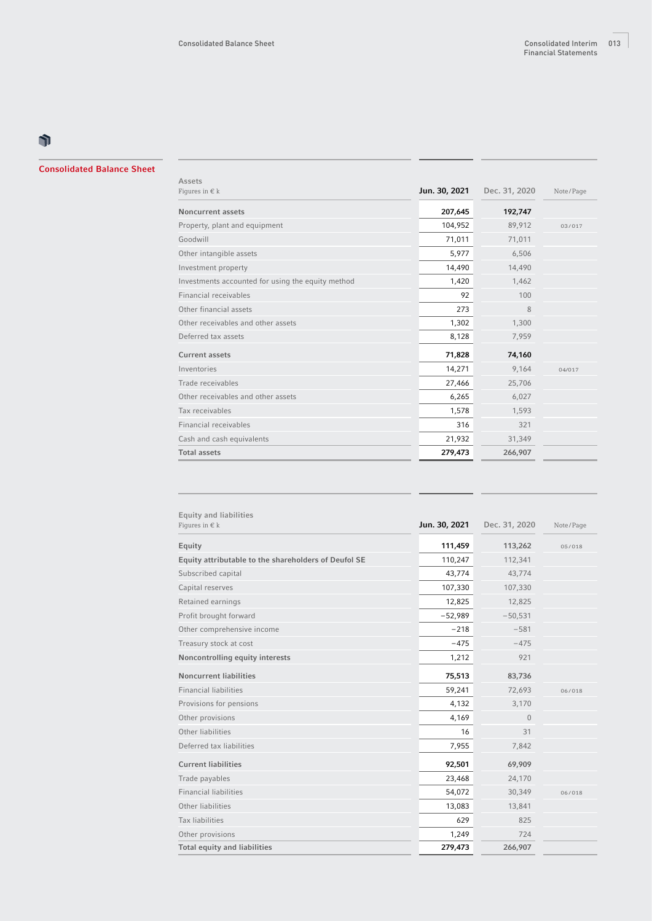## Consolidated Balance Sheet

| Assets<br>Figures in € k | Jun. 30, 2021 | Dec. 31, 2020 | Note/Page |
|---|---|---|---|
| **Noncurrent assets** | **207,645** | **192,747** | |
| Property, plant and equipment | 104,952 | 89,912 | 03/017 |
| Goodwill | 71,011 | 71,011 | |
| Other intangible assets | 5,977 | 6,506 | |
| Investment property | 14,490 | 14,490 | |
| Investments accounted for using the equity method | 1,420 | 1,462 | |
| Financial receivables | 92 | 100 | |
| Other financial assets | 273 | 8 | |
| Other receivables and other assets | 1,302 | 1,300 | |
| Deferred tax assets | 8,128 | 7,959 | |
| **Current assets** | **71,828** | **74,160** | |
| Inventories | 14,271 | 9,164 | 04/017 |
| Trade receivables | 27,466 | 25,706 | |
| Other receivables and other assets | 6,265 | 6,027 | |
| Tax receivables | 1,578 | 1,593 | |
| Financial receivables | 316 | 321 | |
| Cash and cash equivalents | 21,932 | 31,349 | |
| **Total assets** | **279,473** | **266,907** | |

| Equity and liabilities<br>Figures in € k | Jun. 30, 2021 | Dec. 31, 2020 | Note/Page |
|---|---|---|---|
| **Equity** | **111,459** | **113,262** | 05/018 |
| **Equity attributable to the shareholders of Deufol SE** | 110,247 | 112,341 | |
| Subscribed capital | 43,774 | 43,774 | |
| Capital reserves | 107,330 | 107,330 | |
| Retained earnings | 12,825 | 12,825 | |
| Profit brought forward | −52,989 | −50,531 | |
| Other comprehensive income | −218 | −581 | |
| Treasury stock at cost | −475 | −475 | |
| **Noncontrolling equity interests** | 1,212 | 921 | |
| **Noncurrent liabilities** | **75,513** | **83,736** | |
| Financial liabilities | 59,241 | 72,693 | 06/018 |
| Provisions for pensions | 4,132 | 3,170 | |
| Other provisions | 4,169 | 0 | |
| Other liabilities | 16 | 31 | |
| Deferred tax liabilities | 7,955 | 7,842 | |
| **Current liabilities** | **92,501** | **69,909** | |
| Trade payables | 23,468 | 24,170 | |
| Financial liabilities | 54,072 | 30,349 | 06/018 |
| Other liabilities | 13,083 | 13,841 | |
| Tax liabilities | 629 | 825 | |
| Other provisions | 1,249 | 724 | |
| **Total equity and liabilities** | **279,473** | **266,907** | |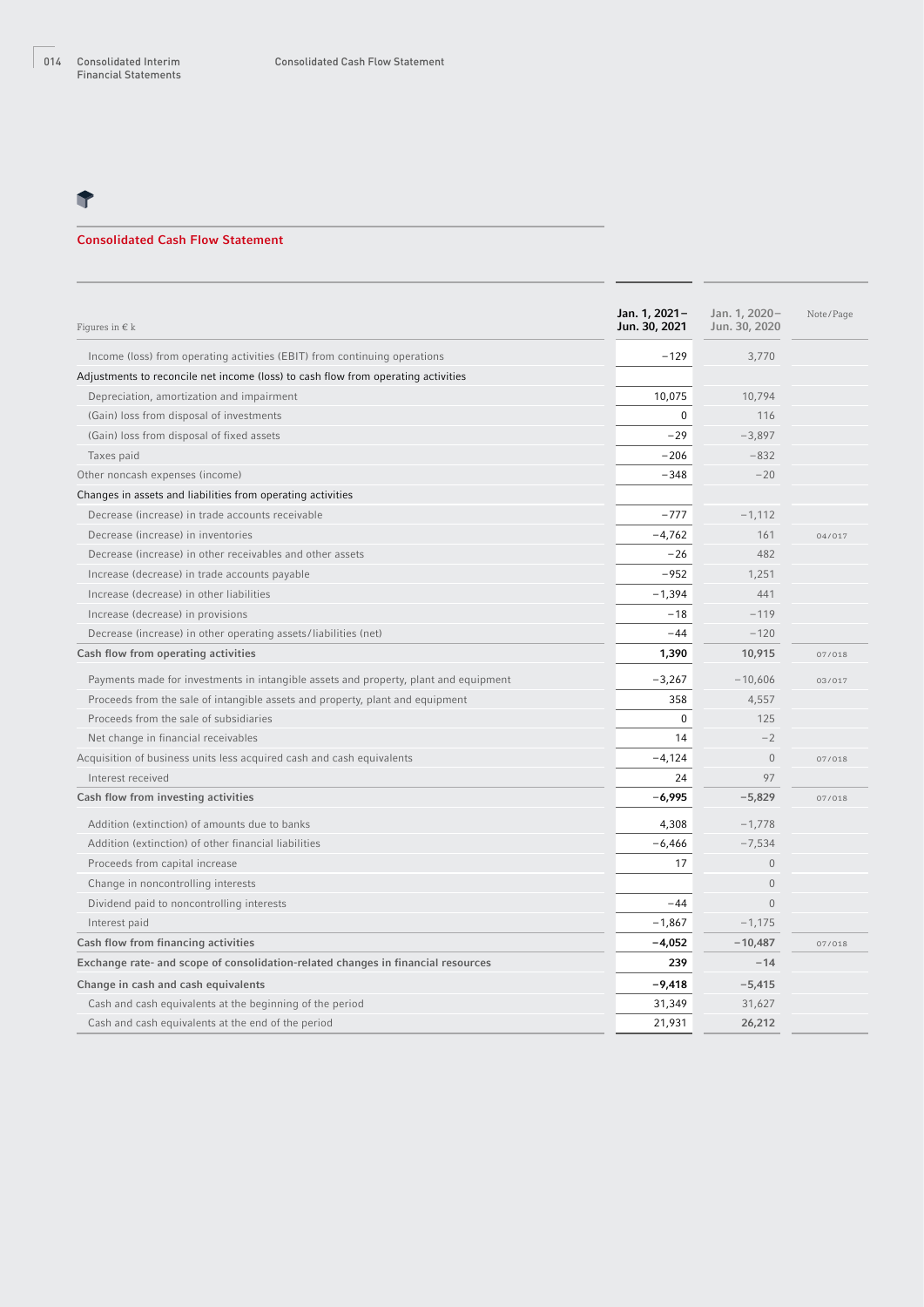## Consolidated Cash Flow Statement

| Figures in € k | Jan. 1, 2021–Jun. 30, 2021 | Jan. 1, 2020–Jun. 30, 2020 | Note/Page |
|---|---|---|---|
| Income (loss) from operating activities (EBIT) from continuing operations | −129 | 3,770 | |
| Adjustments to reconcile net income (loss) to cash flow from operating activities | | | |
| Depreciation, amortization and impairment | 10,075 | 10,794 | |
| (Gain) loss from disposal of investments | 0 | 116 | |
| (Gain) loss from disposal of fixed assets | −29 | −3,897 | |
| Taxes paid | −206 | −832 | |
| Other noncash expenses (income) | −348 | −20 | |
| Changes in assets and liabilities from operating activities | | | |
| Decrease (increase) in trade accounts receivable | −777 | −1,112 | |
| Decrease (increase) in inventories | −4,762 | 161 | 04/017 |
| Decrease (increase) in other receivables and other assets | −26 | 482 | |
| Increase (decrease) in trade accounts payable | −952 | 1,251 | |
| Increase (decrease) in other liabilities | −1,394 | 441 | |
| Increase (decrease) in provisions | −18 | −119 | |
| Decrease (increase) in other operating assets/liabilities (net) | −44 | −120 | |
| **Cash flow from operating activities** | **1,390** | **10,915** | 07/018 |
| Payments made for investments in intangible assets and property, plant and equipment | −3,267 | −10,606 | 03/017 |
| Proceeds from the sale of intangible assets and property, plant and equipment | 358 | 4,557 | |
| Proceeds from the sale of subsidiaries | 0 | 125 | |
| Net change in financial receivables | 14 | −2 | |
| Acquisition of business units less acquired cash and cash equivalents | −4,124 | 0 | 07/018 |
| Interest received | 24 | 97 | |
| **Cash flow from investing activities** | **−6,995** | **−5,829** | 07/018 |
| Addition (extinction) of amounts due to banks | 4,308 | −1,778 | |
| Addition (extinction) of other financial liabilities | −6,466 | −7,534 | |
| Proceeds from capital increase | 17 | 0 | |
| Change in noncontrolling interests | | 0 | |
| Dividend paid to noncontrolling interests | −44 | 0 | |
| Interest paid | −1,867 | −1,175 | |
| **Cash flow from financing activities** | **−4,052** | **−10,487** | 07/018 |
| **Exchange rate- and scope of consolidation-related changes in financial resources** | **239** | **−14** | |
| **Change in cash and cash equivalents** | **−9,418** | **−5,415** | |
| Cash and cash equivalents at the beginning of the period | 31,349 | 31,627 | |
| Cash and cash equivalents at the end of the period | 21,931 | 26,212 | |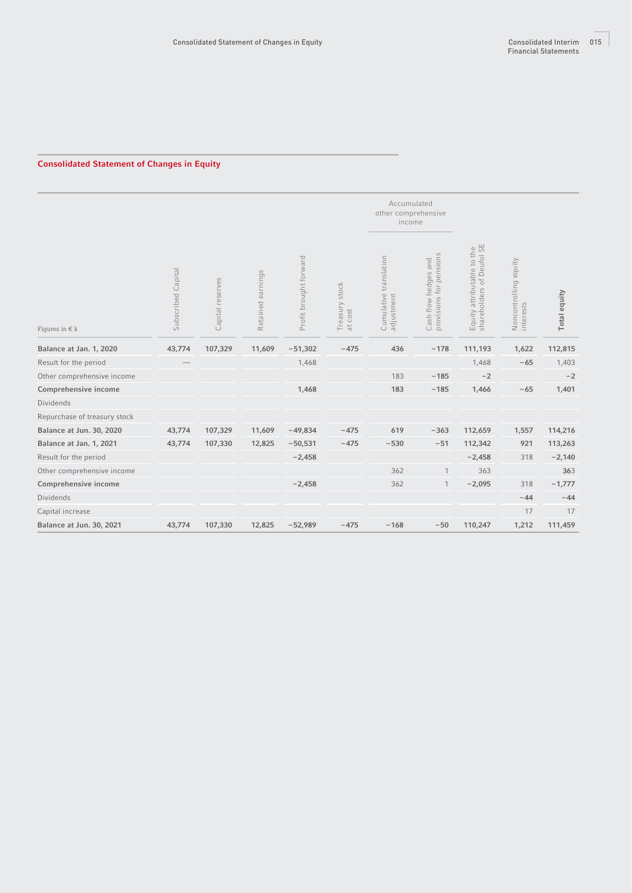## Consolidated Statement of Changes in Equity

| Figures in € k | Subscribed Capital | Capital reserves | Retained earnings | Profit brought forward | Treasury stock at cost | Accumulated other comprehensive income | | Equity attributable to the shareholders of Deufol SE | Noncontrolling equity interests | Total equity |
|---|---|---|---|---|---|---|---|---|---|---|
| | | | | | | Cumulative translation adjustment | Cash flow hedges and provisions for pensions | | | |
| **Balance at Jan. 1, 2020** | **43,774** | **107,329** | **11,609** | **−51,302** | **−475** | **436** | **−178** | **111,193** | **1,622** | **112,815** |
| Result for the period | — | | | 1,468 | | | | 1,468 | −65 | 1,403 |
| Other comprehensive income | | | | | | 183 | −185 | −2 | | −2 |
| **Comprehensive income** | | | | **1,468** | | **183** | **−185** | **1,466** | **−65** | **1,401** |
| Dividends | | | | | | | | | | |
| Repurchase of treasury stock | | | | | | | | | | |
| **Balance at Jun. 30, 2020** | **43,774** | **107,329** | **11,609** | **−49,834** | **−475** | **619** | **−363** | **112,659** | **1,557** | **114,216** |
| **Balance at Jan. 1, 2021** | **43,774** | **107,330** | **12,825** | **−50,531** | **−475** | **−530** | **−51** | **112,342** | **921** | **113,263** |
| Result for the period | | | | −2,458 | | | | −2,458 | 318 | −2,140 |
| Other comprehensive income | | | | | | 362 | 1 | 363 | | 363 |
| **Comprehensive income** | | | | **−2,458** | | **362** | **1** | **−2,095** | **318** | **−1,777** |
| Dividends | | | | | | | | | −44 | −44 |
| Capital increase | | | | | | | | | 17 | 17 |
| **Balance at Jun. 30, 2021** | **43,774** | **107,330** | **12,825** | **−52,989** | **−475** | **−168** | **−50** | **110,247** | **1,212** | **111,459** |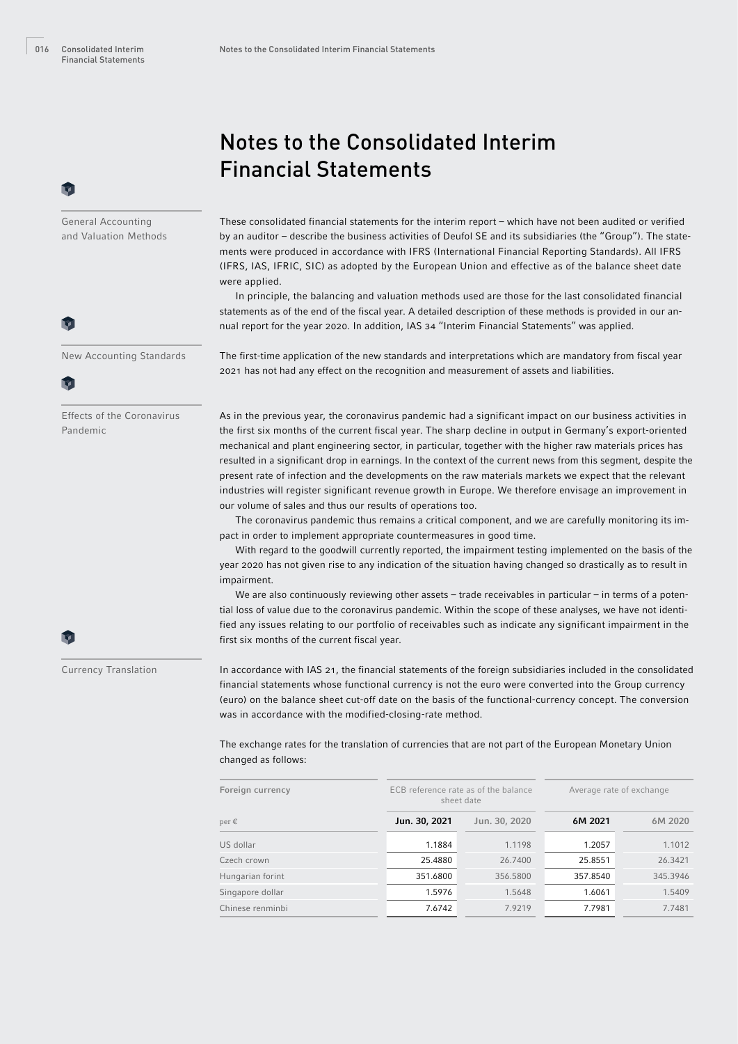# Notes to the Consolidated Interim Financial Statements

## General Accounting and Valuation Methods

These consolidated financial statements for the interim report – which have not been audited or verified by an auditor – describe the business activities of Deufol SE and its subsidiaries (the "Group"). The statements were produced in accordance with IFRS (International Financial Reporting Standards). All IFRS (IFRS, IAS, IFRIC, SIC) as adopted by the European Union and effective as of the balance sheet date were applied.

In principle, the balancing and valuation methods used are those for the last consolidated financial statements as of the end of the fiscal year. A detailed description of these methods is provided in our annual report for the year 2020. In addition, IAS 34 "Interim Financial Statements" was applied.

## New Accounting Standards

The first-time application of the new standards and interpretations which are mandatory from fiscal year 2021 has not had any effect on the recognition and measurement of assets and liabilities.

## Effects of the Coronavirus Pandemic

As in the previous year, the coronavirus pandemic had a significant impact on our business activities in the first six months of the current fiscal year. The sharp decline in output in Germany's export-oriented mechanical and plant engineering sector, in particular, together with the higher raw materials prices has resulted in a significant drop in earnings. In the context of the current news from this segment, despite the present rate of infection and the developments on the raw materials markets we expect that the relevant industries will register significant revenue growth in Europe. We therefore envisage an improvement in our volume of sales and thus our results of operations too.

The coronavirus pandemic thus remains a critical component, and we are carefully monitoring its impact in order to implement appropriate countermeasures in good time.

With regard to the goodwill currently reported, the impairment testing implemented on the basis of the year 2020 has not given rise to any indication of the situation having changed so drastically as to result in impairment.

We are also continuously reviewing other assets – trade receivables in particular – in terms of a potential loss of value due to the coronavirus pandemic. Within the scope of these analyses, we have not identified any issues relating to our portfolio of receivables such as indicate any significant impairment in the first six months of the current fiscal year.

## Currency Translation

In accordance with IAS 21, the financial statements of the foreign subsidiaries included in the consolidated financial statements whose functional currency is not the euro were converted into the Group currency (euro) on the balance sheet cut-off date on the basis of the functional-currency concept. The conversion was in accordance with the modified-closing-rate method.

The exchange rates for the translation of currencies that are not part of the European Monetary Union changed as follows:

| Foreign currency | ECB reference rate as of the balance sheet date | | Average rate of exchange | |
|---|---|---|---|---|
| per € | **Jun. 30, 2021** | Jun. 30, 2020 | **6M 2021** | 6M 2020 |
| US dollar | 1.1884 | 1.1198 | 1.2057 | 1.1012 |
| Czech crown | 25.4880 | 26.7400 | 25.8551 | 26.3421 |
| Hungarian forint | 351.6800 | 356.5800 | 357.8540 | 345.3946 |
| Singapore dollar | 1.5976 | 1.5648 | 1.6061 | 1.5409 |
| Chinese renminbi | 7.6742 | 7.9219 | 7.7981 | 7.7481 |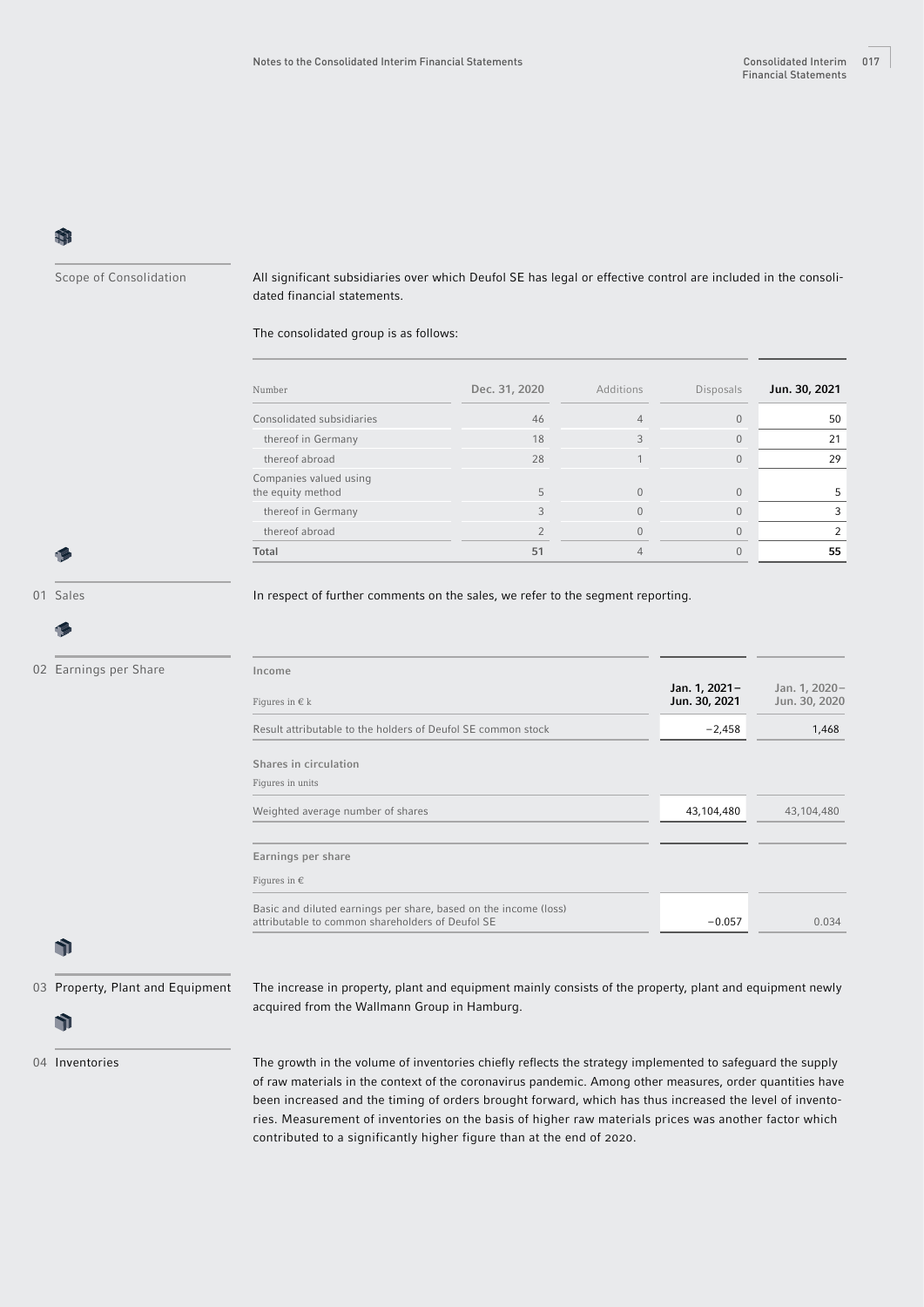## Scope of Consolidation

All significant subsidiaries over which Deufol SE has legal or effective control are included in the consolidated financial statements.

The consolidated group is as follows:

| Number | Dec. 31, 2020 | Additions | Disposals | Jun. 30, 2021 |
|---|---|---|---|---|
| Consolidated subsidiaries | 46 | 4 | 0 | 50 |
| thereof in Germany | 18 | 3 | 0 | 21 |
| thereof abroad | 28 | 1 | 0 | 29 |
| Companies valued using the equity method | 5 | 0 | 0 | 5 |
| thereof in Germany | 3 | 0 | 0 | 3 |
| thereof abroad | 2 | 0 | 0 | 2 |
| **Total** | **51** | 4 | 0 | **55** |

## 01 Sales

In respect of further comments on the sales, we refer to the segment reporting.

## 02 Earnings per Share

| Income<br>Figures in € k | Jan. 1, 2021–Jun. 30, 2021 | Jan. 1, 2020–Jun. 30, 2020 |
|---|---|---|
| Result attributable to the holders of Deufol SE common stock | −2,458 | 1,468 |
| **Shares in circulation**<br>Figures in units | | |
| Weighted average number of shares | 43,104,480 | 43,104,480 |

| Earnings per share<br>Figures in € | | |
|---|---|---|
| Basic and diluted earnings per share, based on the income (loss) attributable to common shareholders of Deufol SE | −0.057 | 0.034 |

## 03 Property, Plant and Equipment

The increase in property, plant and equipment mainly consists of the property, plant and equipment newly acquired from the Wallmann Group in Hamburg.

## 04 Inventories

The growth in the volume of inventories chiefly reflects the strategy implemented to safeguard the supply of raw materials in the context of the coronavirus pandemic. Among other measures, order quantities have been increased and the timing of orders brought forward, which has thus increased the level of inventories. Measurement of inventories on the basis of higher raw materials prices was another factor which contributed to a significantly higher figure than at the end of 2020.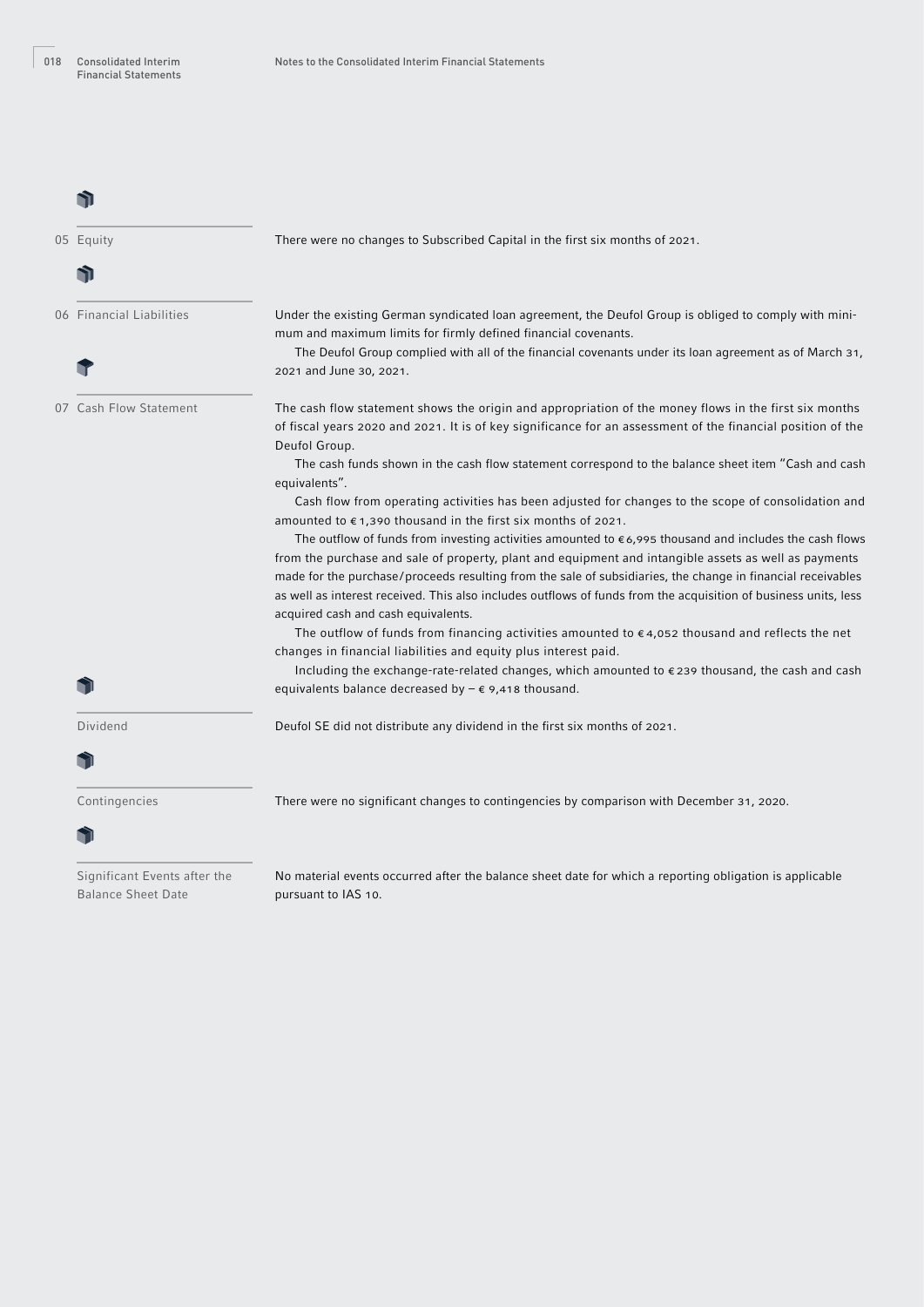## 05 Equity

There were no changes to Subscribed Capital in the first six months of 2021.

## 06 Financial Liabilities

Under the existing German syndicated loan agreement, the Deufol Group is obliged to comply with minimum and maximum limits for firmly defined financial covenants.

The Deufol Group complied with all of the financial covenants under its loan agreement as of March 31, 2021 and June 30, 2021.

## 07 Cash Flow Statement

The cash flow statement shows the origin and appropriation of the money flows in the first six months of fiscal years 2020 and 2021. It is of key significance for an assessment of the financial position of the Deufol Group.

The cash funds shown in the cash flow statement correspond to the balance sheet item "Cash and cash equivalents".

Cash flow from operating activities has been adjusted for changes to the scope of consolidation and amounted to € 1,390 thousand in the first six months of 2021.

The outflow of funds from investing activities amounted to € 6,995 thousand and includes the cash flows from the purchase and sale of property, plant and equipment and intangible assets as well as payments made for the purchase/proceeds resulting from the sale of subsidiaries, the change in financial receivables as well as interest received. This also includes outflows of funds from the acquisition of business units, less acquired cash and cash equivalents.

The outflow of funds from financing activities amounted to € 4,052 thousand and reflects the net changes in financial liabilities and equity plus interest paid.

Including the exchange-rate-related changes, which amounted to € 239 thousand, the cash and cash equivalents balance decreased by – € 9,418 thousand.

## Dividend

Deufol SE did not distribute any dividend in the first six months of 2021.

## Contingencies

There were no significant changes to contingencies by comparison with December 31, 2020.

## Significant Events after the Balance Sheet Date

No material events occurred after the balance sheet date for which a reporting obligation is applicable pursuant to IAS 10.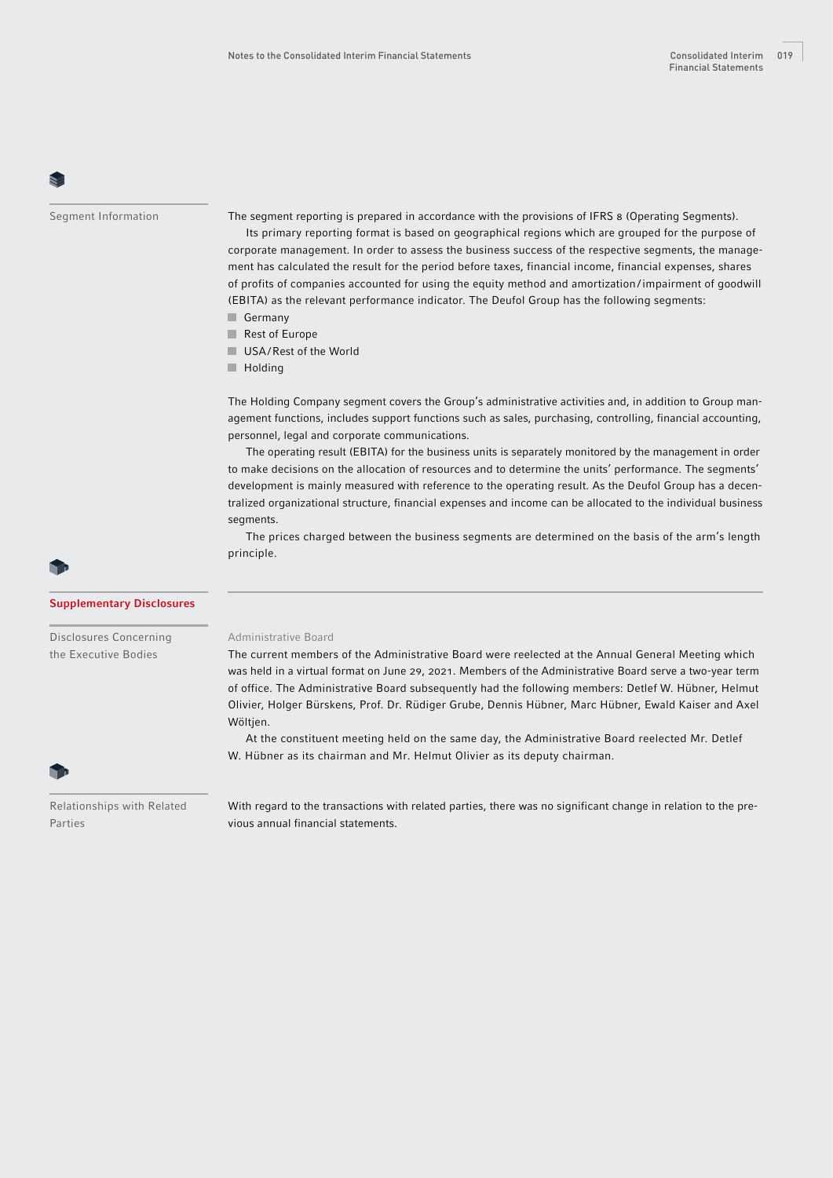## Segment Information

The segment reporting is prepared in accordance with the provisions of IFRS 8 (Operating Segments).

Its primary reporting format is based on geographical regions which are grouped for the purpose of corporate management. In order to assess the business success of the respective segments, the management has calculated the result for the period before taxes, financial income, financial expenses, shares of profits of companies accounted for using the equity method and amortization/impairment of goodwill (EBITA) as the relevant performance indicator. The Deufol Group has the following segments:

- Germany
- Rest of Europe
- USA/Rest of the World
- Holding

The Holding Company segment covers the Group's administrative activities and, in addition to Group management functions, includes support functions such as sales, purchasing, controlling, financial accounting, personnel, legal and corporate communications.

The operating result (EBITA) for the business units is separately monitored by the management in order to make decisions on the allocation of resources and to determine the units' performance. The segments' development is mainly measured with reference to the operating result. As the Deufol Group has a decentralized organizational structure, financial expenses and income can be allocated to the individual business segments.

The prices charged between the business segments are determined on the basis of the arm's length principle.

# Supplementary Disclosures

## Disclosures Concerning the Executive Bodies

### Administrative Board

The current members of the Administrative Board were reelected at the Annual General Meeting which was held in a virtual format on June 29, 2021. Members of the Administrative Board serve a two-year term of office. The Administrative Board subsequently had the following members: Detlef W. Hübner, Helmut Olivier, Holger Bürskens, Prof. Dr. Rüdiger Grube, Dennis Hübner, Marc Hübner, Ewald Kaiser and Axel Wöltjen.

At the constituent meeting held on the same day, the Administrative Board reelected Mr. Detlef W. Hübner as its chairman and Mr. Helmut Olivier as its deputy chairman.

## Relationships with Related Parties

With regard to the transactions with related parties, there was no significant change in relation to the previous annual financial statements.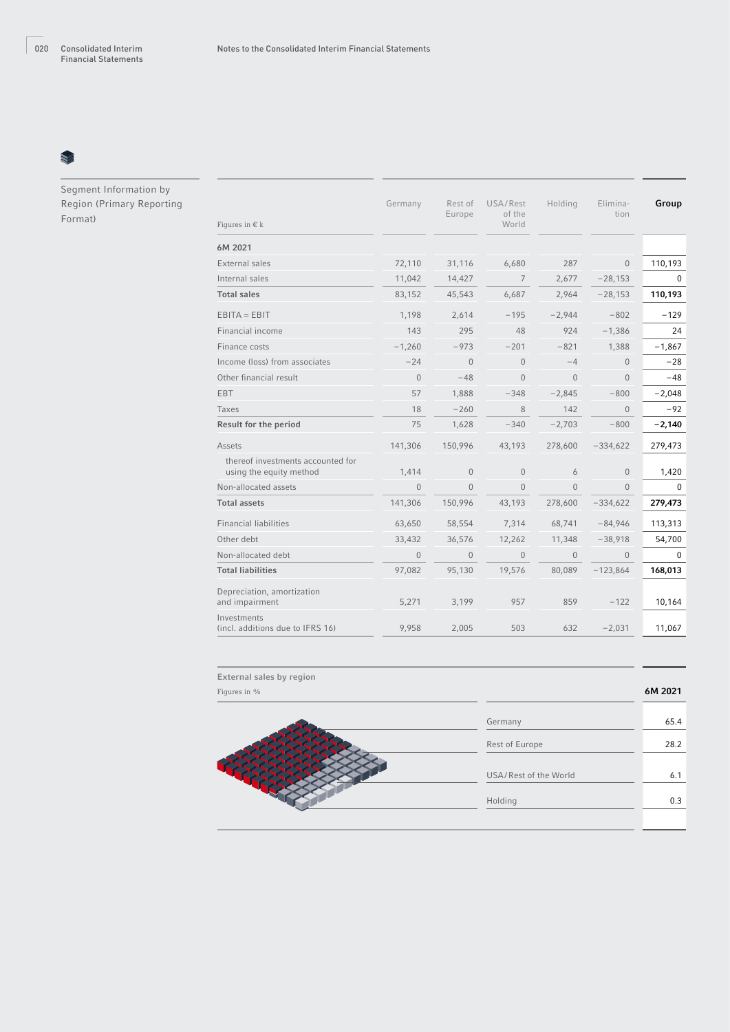## Segment Information by Region (Primary Reporting Format)

| Figures in € k | Germany | Rest of Europe | USA/Rest of the World | Holding | Elimination | Group |
|---|---|---|---|---|---|---|
| **6M 2021** | | | | | | |
| External sales | 72,110 | 31,116 | 6,680 | 287 | 0 | 110,193 |
| Internal sales | 11,042 | 14,427 | 7 | 2,677 | −28,153 | 0 |
| **Total sales** | 83,152 | 45,543 | 6,687 | 2,964 | −28,153 | **110,193** |
| EBITA = EBIT | 1,198 | 2,614 | −195 | −2,944 | −802 | −129 |
| Financial income | 143 | 295 | 48 | 924 | −1,386 | 24 |
| Finance costs | −1,260 | −973 | −201 | −821 | 1,388 | −1,867 |
| Income (loss) from associates | −24 | 0 | 0 | −4 | 0 | −28 |
| Other financial result | 0 | −48 | 0 | 0 | 0 | −48 |
| EBT | 57 | 1,888 | −348 | −2,845 | −800 | −2,048 |
| Taxes | 18 | −260 | 8 | 142 | 0 | −92 |
| **Result for the period** | 75 | 1,628 | −340 | −2,703 | −800 | **−2,140** |
| Assets | 141,306 | 150,996 | 43,193 | 278,600 | −334,622 | 279,473 |
| thereof investments accounted for using the equity method | 1,414 | 0 | 0 | 6 | 0 | 1,420 |
| Non-allocated assets | 0 | 0 | 0 | 0 | 0 | 0 |
| **Total assets** | 141,306 | 150,996 | 43,193 | 278,600 | −334,622 | **279,473** |
| Financial liabilities | 63,650 | 58,554 | 7,314 | 68,741 | −84,946 | 113,313 |
| Other debt | 33,432 | 36,576 | 12,262 | 11,348 | −38,918 | 54,700 |
| Non-allocated debt | 0 | 0 | 0 | 0 | 0 | 0 |
| **Total liabilities** | 97,082 | 95,130 | 19,576 | 80,089 | −123,864 | **168,013** |
| Depreciation, amortization and impairment | 5,271 | 3,199 | 957 | 859 | −122 | 10,164 |
| Investments (incl. additions due to IFRS 16) | 9,958 | 2,005 | 503 | 632 | −2,031 | 11,067 |

### External sales by region

| Figures in % | 6M 2021 |
|---|---|
| Germany | 65.4 |
| Rest of Europe | 28.2 |
| USA/Rest of the World | 6.1 |
| Holding | 0.3 |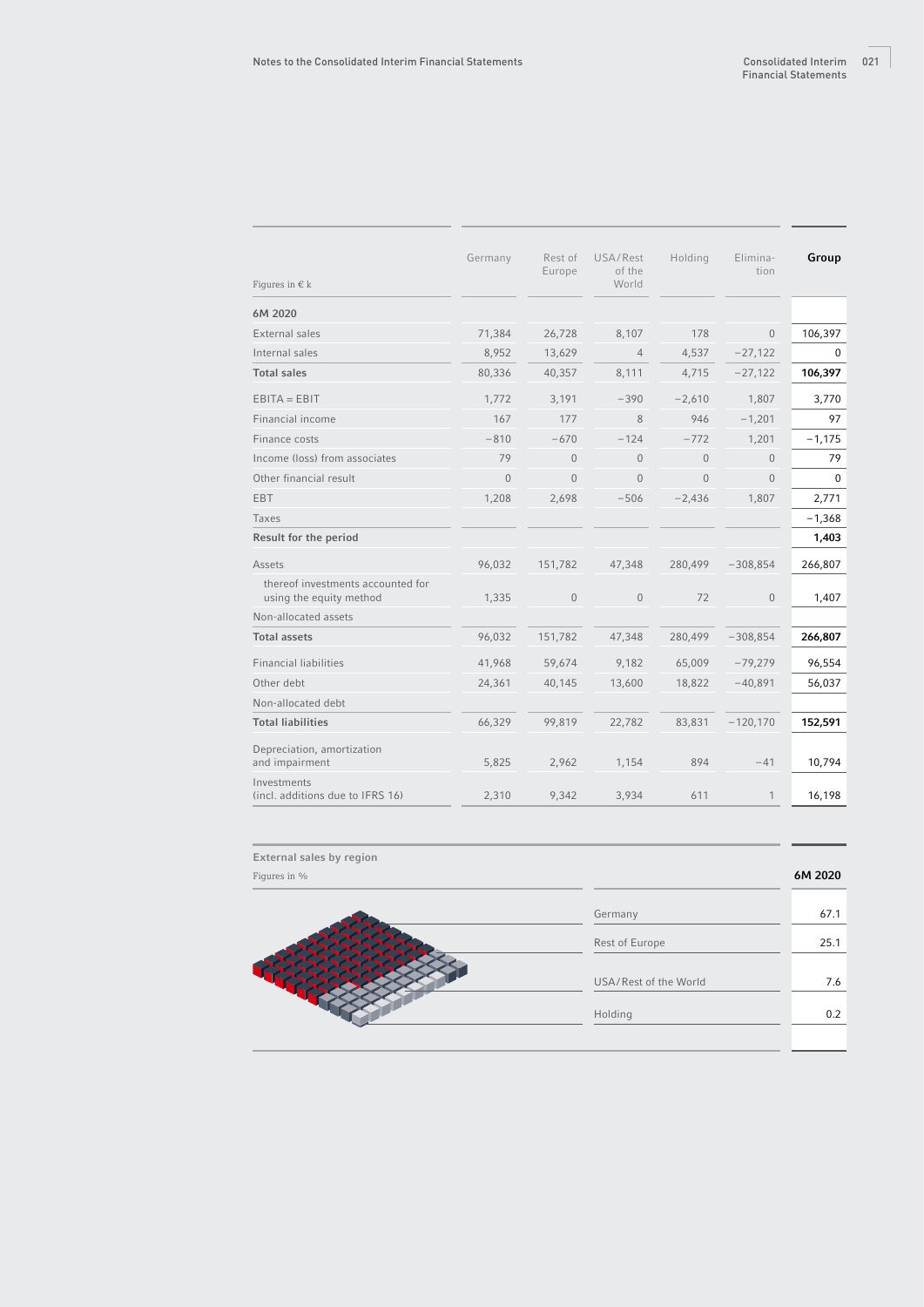| Figures in € k | Germany | Rest of Europe | USA/Rest of the World | Holding | Elimina-tion | **Group** |
|---|---|---|---|---|---|---|
| **6M 2020** | | | | | | |
| External sales | 71,384 | 26,728 | 8,107 | 178 | 0 | 106,397 |
| Internal sales | 8,952 | 13,629 | 4 | 4,537 | −27,122 | 0 |
| **Total sales** | 80,336 | 40,357 | 8,111 | 4,715 | −27,122 | **106,397** |
| EBITA = EBIT | 1,772 | 3,191 | −390 | −2,610 | 1,807 | 3,770 |
| Financial income | 167 | 177 | 8 | 946 | −1,201 | 97 |
| Finance costs | −810 | −670 | −124 | −772 | 1,201 | −1,175 |
| Income (loss) from associates | 79 | 0 | 0 | 0 | 0 | 79 |
| Other financial result | 0 | 0 | 0 | 0 | 0 | 0 |
| EBT | 1,208 | 2,698 | −506 | −2,436 | 1,807 | 2,771 |
| Taxes | | | | | | −1,368 |
| **Result for the period** | | | | | | **1,403** |
| Assets | 96,032 | 151,782 | 47,348 | 280,499 | −308,854 | 266,807 |
| thereof investments accounted for using the equity method | 1,335 | 0 | 0 | 72 | 0 | 1,407 |
| Non-allocated assets | | | | | | |
| **Total assets** | 96,032 | 151,782 | 47,348 | 280,499 | −308,854 | **266,807** |
| Financial liabilities | 41,968 | 59,674 | 9,182 | 65,009 | −79,279 | 96,554 |
| Other debt | 24,361 | 40,145 | 13,600 | 18,822 | −40,891 | 56,037 |
| Non-allocated debt | | | | | | |
| **Total liabilities** | 66,329 | 99,819 | 22,782 | 83,831 | −120,170 | **152,591** |
| Depreciation, amortization and impairment | 5,825 | 2,962 | 1,154 | 894 | −41 | 10,794 |
| Investments (incl. additions due to IFRS 16) | 2,310 | 9,342 | 3,934 | 611 | 1 | 16,198 |

**External sales by region**

Figures in %

| | **6M 2020** |
|---|---|
| Germany | 67.1 |
| Rest of Europe | 25.1 |
| USA/Rest of the World | 7.6 |
| Holding | 0.2 |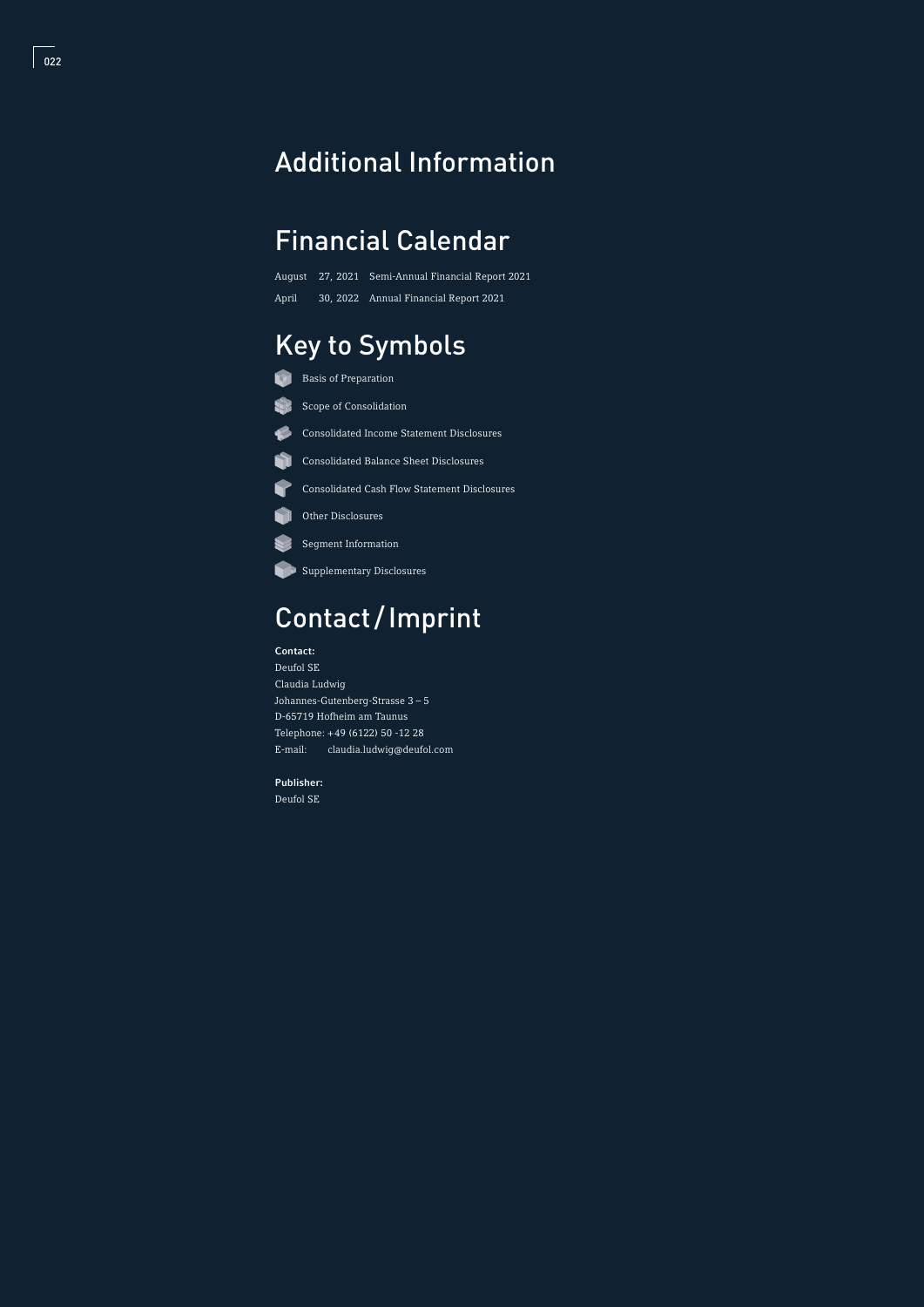# Additional Information

## Financial Calendar

| | | |
|---|---|---|
| August | 27, 2021 | Semi-Annual Financial Report 2021 |
| April | 30, 2022 | Annual Financial Report 2021 |

## Key to Symbols

- Basis of Preparation
- Scope of Consolidation
- Consolidated Income Statement Disclosures
- Consolidated Balance Sheet Disclosures
- Consolidated Cash Flow Statement Disclosures
- Other Disclosures
- Segment Information
- Supplementary Disclosures

## Contact / Imprint

**Contact:**
Deufol SE
Claudia Ludwig
Johannes-Gutenberg-Strasse 3 – 5
D-65719 Hofheim am Taunus
Telephone: +49 (6122) 50 -12 28
E-mail: claudia.ludwig@deufol.com

**Publisher:**
Deufol SE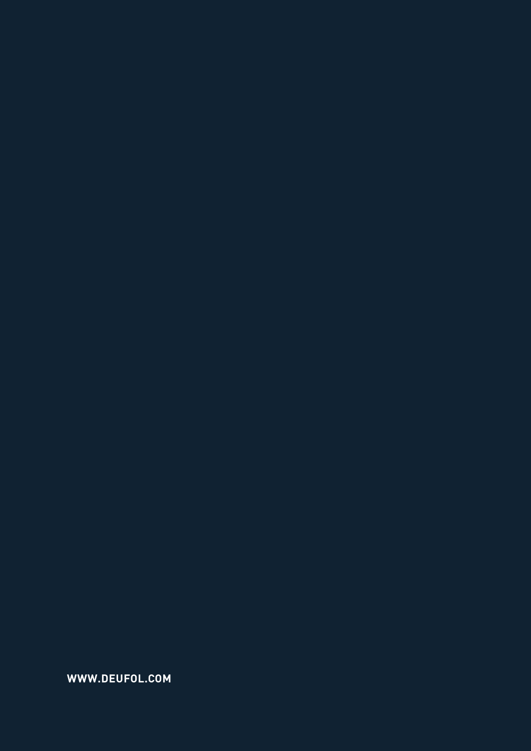**WWW.DEUFOL.COM**